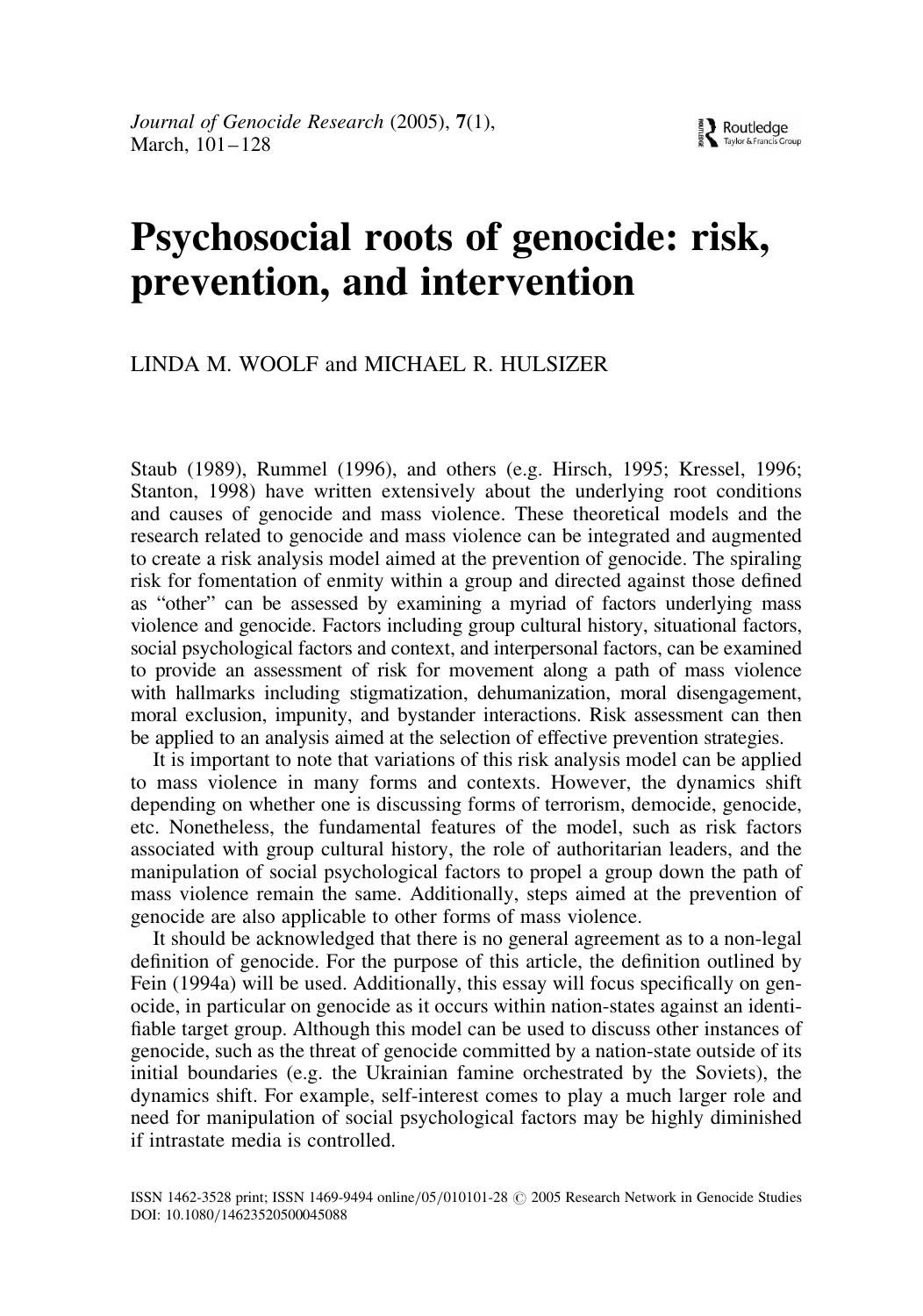# Psychosocial roots of genocide: risk, prevention, and intervention

LINDA M. WOOLF and MICHAEL R. HULSIZER

Staub (1989), Rummel (1996), and others (e.g. Hirsch, 1995; Kressel, 1996; Stanton, 1998) have written extensively about the underlying root conditions and causes of genocide and mass violence. These theoretical models and the research related to genocide and mass violence can be integrated and augmented to create a risk analysis model aimed at the prevention of genocide. The spiraling risk for fomentation of enmity within a group and directed against those defined as "other" can be assessed by examining a myriad of factors underlying mass violence and genocide. Factors including group cultural history, situational factors, social psychological factors and context, and interpersonal factors, can be examined to provide an assessment of risk for movement along a path of mass violence with hallmarks including stigmatization, dehumanization, moral disengagement, moral exclusion, impunity, and bystander interactions. Risk assessment can then be applied to an analysis aimed at the selection of effective prevention strategies.

It is important to note that variations of this risk analysis model can be applied to mass violence in many forms and contexts. However, the dynamics shift depending on whether one is discussing forms of terrorism, democide, genocide, etc. Nonetheless, the fundamental features of the model, such as risk factors associated with group cultural history, the role of authoritarian leaders, and the manipulation of social psychological factors to propel a group down the path of mass violence remain the same. Additionally, steps aimed at the prevention of genocide are also applicable to other forms of mass violence.

It should be acknowledged that there is no general agreement as to a non-legal definition of genocide. For the purpose of this article, the definition outlined by Fein (1994a) will be used. Additionally, this essay will focus specifically on genocide, in particular on genocide as it occurs within nation-states against an identifiable target group. Although this model can be used to discuss other instances of genocide, such as the threat of genocide committed by a nation-state outside of its initial boundaries (e.g. the Ukrainian famine orchestrated by the Soviets), the dynamics shift. For example, self-interest comes to play a much larger role and need for manipulation of social psychological factors may be highly diminished if intrastate media is controlled.

ISSN 1462-3528 print; ISSN 1469-9494 online/05/010101-28 © 2005 Research Network in Genocide Studies
DOI: 10.1080/14623520500045088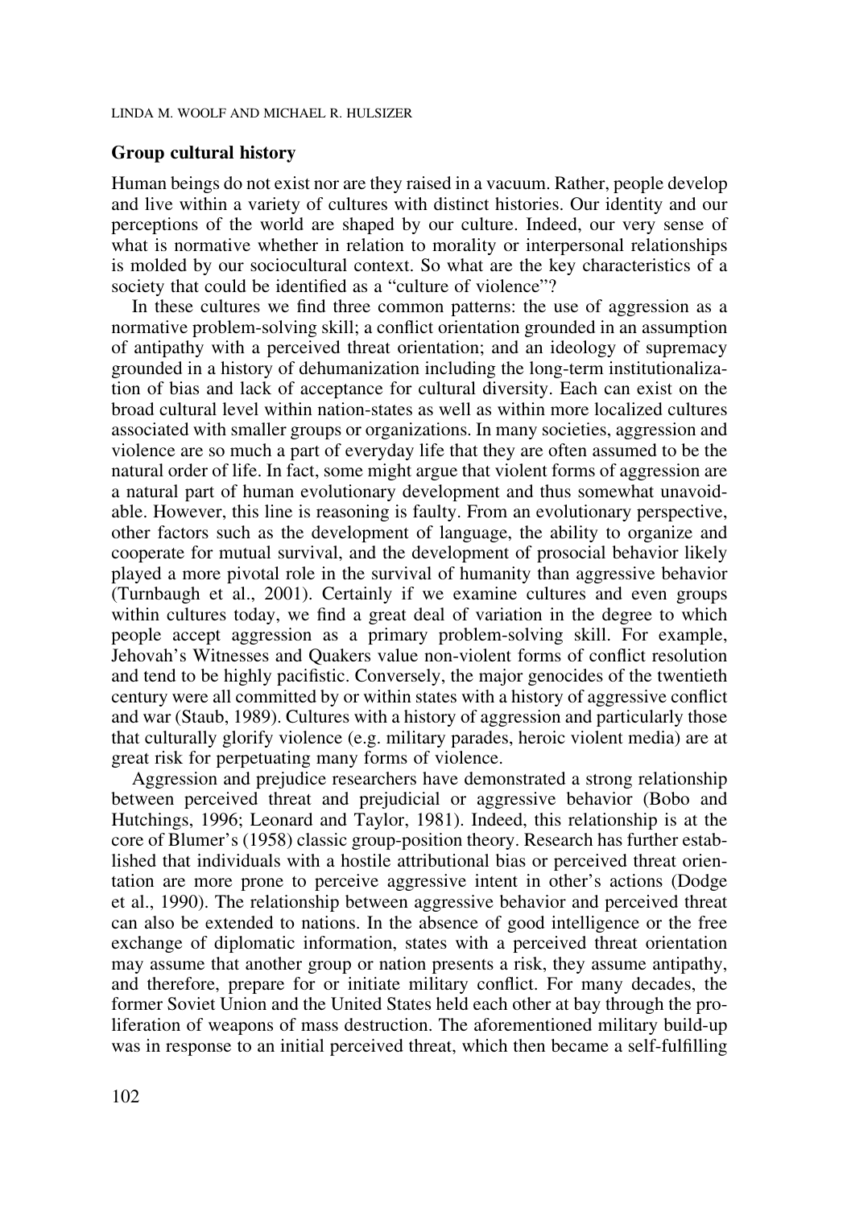## Group cultural history

Human beings do not exist nor are they raised in a vacuum. Rather, people develop and live within a variety of cultures with distinct histories. Our identity and our perceptions of the world are shaped by our culture. Indeed, our very sense of what is normative whether in relation to morality or interpersonal relationships is molded by our sociocultural context. So what are the key characteristics of a society that could be identified as a "culture of violence"?

In these cultures we find three common patterns: the use of aggression as a normative problem-solving skill; a conflict orientation grounded in an assumption of antipathy with a perceived threat orientation; and an ideology of supremacy grounded in a history of dehumanization including the long-term institutionalization of bias and lack of acceptance for cultural diversity. Each can exist on the broad cultural level within nation-states as well as within more localized cultures associated with smaller groups or organizations. In many societies, aggression and violence are so much a part of everyday life that they are often assumed to be the natural order of life. In fact, some might argue that violent forms of aggression are a natural part of human evolutionary development and thus somewhat unavoidable. However, this line is reasoning is faulty. From an evolutionary perspective, other factors such as the development of language, the ability to organize and cooperate for mutual survival, and the development of prosocial behavior likely played a more pivotal role in the survival of humanity than aggressive behavior (Turnbaugh et al., 2001). Certainly if we examine cultures and even groups within cultures today, we find a great deal of variation in the degree to which people accept aggression as a primary problem-solving skill. For example, Jehovah's Witnesses and Quakers value non-violent forms of conflict resolution and tend to be highly pacifistic. Conversely, the major genocides of the twentieth century were all committed by or within states with a history of aggressive conflict and war (Staub, 1989). Cultures with a history of aggression and particularly those that culturally glorify violence (e.g. military parades, heroic violent media) are at great risk for perpetuating many forms of violence.

Aggression and prejudice researchers have demonstrated a strong relationship between perceived threat and prejudicial or aggressive behavior (Bobo and Hutchings, 1996; Leonard and Taylor, 1981). Indeed, this relationship is at the core of Blumer's (1958) classic group-position theory. Research has further established that individuals with a hostile attributional bias or perceived threat orientation are more prone to perceive aggressive intent in other's actions (Dodge et al., 1990). The relationship between aggressive behavior and perceived threat can also be extended to nations. In the absence of good intelligence or the free exchange of diplomatic information, states with a perceived threat orientation may assume that another group or nation presents a risk, they assume antipathy, and therefore, prepare for or initiate military conflict. For many decades, the former Soviet Union and the United States held each other at bay through the proliferation of weapons of mass destruction. The aforementioned military build-up was in response to an initial perceived threat, which then became a self-fulfilling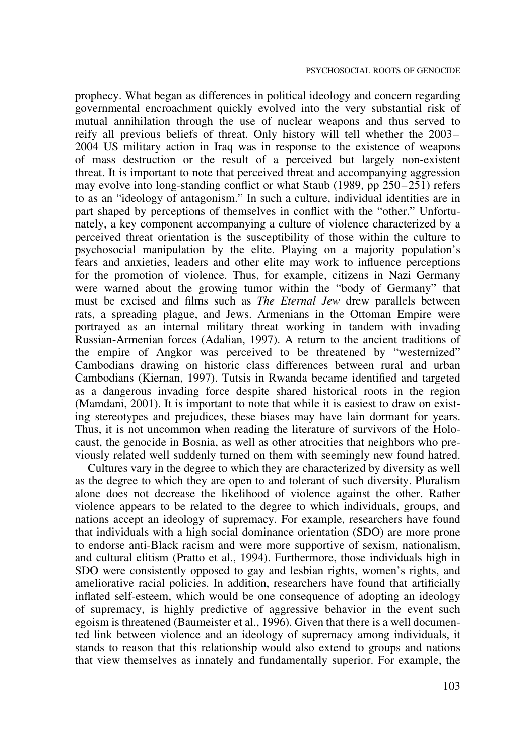prophecy. What began as differences in political ideology and concern regarding governmental encroachment quickly evolved into the very substantial risk of mutual annihilation through the use of nuclear weapons and thus served to reify all previous beliefs of threat. Only history will tell whether the 2003–2004 US military action in Iraq was in response to the existence of weapons of mass destruction or the result of a perceived but largely non-existent threat. It is important to note that perceived threat and accompanying aggression may evolve into long-standing conflict or what Staub (1989, pp 250–251) refers to as an "ideology of antagonism." In such a culture, individual identities are in part shaped by perceptions of themselves in conflict with the "other." Unfortunately, a key component accompanying a culture of violence characterized by a perceived threat orientation is the susceptibility of those within the culture to psychosocial manipulation by the elite. Playing on a majority population's fears and anxieties, leaders and other elite may work to influence perceptions for the promotion of violence. Thus, for example, citizens in Nazi Germany were warned about the growing tumor within the "body of Germany" that must be excised and films such as *The Eternal Jew* drew parallels between rats, a spreading plague, and Jews. Armenians in the Ottoman Empire were portrayed as an internal military threat working in tandem with invading Russian-Armenian forces (Adalian, 1997). A return to the ancient traditions of the empire of Angkor was perceived to be threatened by "westernized" Cambodians drawing on historic class differences between rural and urban Cambodians (Kiernan, 1997). Tutsis in Rwanda became identified and targeted as a dangerous invading force despite shared historical roots in the region (Mamdani, 2001). It is important to note that while it is easiest to draw on existing stereotypes and prejudices, these biases may have lain dormant for years. Thus, it is not uncommon when reading the literature of survivors of the Holocaust, the genocide in Bosnia, as well as other atrocities that neighbors who previously related well suddenly turned on them with seemingly new found hatred.

Cultures vary in the degree to which they are characterized by diversity as well as the degree to which they are open to and tolerant of such diversity. Pluralism alone does not decrease the likelihood of violence against the other. Rather violence appears to be related to the degree to which individuals, groups, and nations accept an ideology of supremacy. For example, researchers have found that individuals with a high social dominance orientation (SDO) are more prone to endorse anti-Black racism and were more supportive of sexism, nationalism, and cultural elitism (Pratto et al., 1994). Furthermore, those individuals high in SDO were consistently opposed to gay and lesbian rights, women's rights, and ameliorative racial policies. In addition, researchers have found that artificially inflated self-esteem, which would be one consequence of adopting an ideology of supremacy, is highly predictive of aggressive behavior in the event such egoism is threatened (Baumeister et al., 1996). Given that there is a well documented link between violence and an ideology of supremacy among individuals, it stands to reason that this relationship would also extend to groups and nations that view themselves as innately and fundamentally superior. For example, the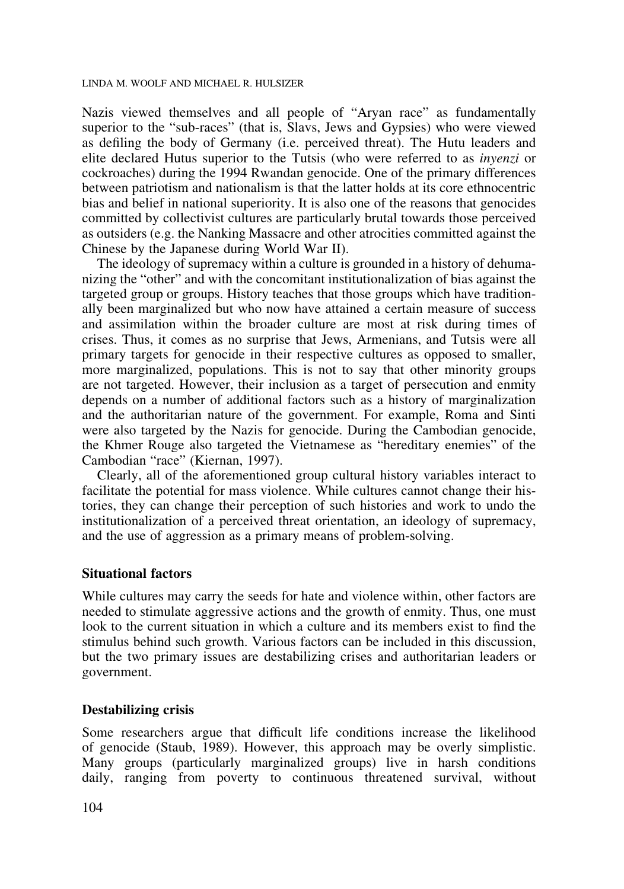Nazis viewed themselves and all people of "Aryan race" as fundamentally superior to the "sub-races" (that is, Slavs, Jews and Gypsies) who were viewed as defiling the body of Germany (i.e. perceived threat). The Hutu leaders and elite declared Hutus superior to the Tutsis (who were referred to as *inyenzi* or cockroaches) during the 1994 Rwandan genocide. One of the primary differences between patriotism and nationalism is that the latter holds at its core ethnocentric bias and belief in national superiority. It is also one of the reasons that genocides committed by collectivist cultures are particularly brutal towards those perceived as outsiders (e.g. the Nanking Massacre and other atrocities committed against the Chinese by the Japanese during World War II).

The ideology of supremacy within a culture is grounded in a history of dehumanizing the "other" and with the concomitant institutionalization of bias against the targeted group or groups. History teaches that those groups which have traditionally been marginalized but who now have attained a certain measure of success and assimilation within the broader culture are most at risk during times of crises. Thus, it comes as no surprise that Jews, Armenians, and Tutsis were all primary targets for genocide in their respective cultures as opposed to smaller, more marginalized, populations. This is not to say that other minority groups are not targeted. However, their inclusion as a target of persecution and enmity depends on a number of additional factors such as a history of marginalization and the authoritarian nature of the government. For example, Roma and Sinti were also targeted by the Nazis for genocide. During the Cambodian genocide, the Khmer Rouge also targeted the Vietnamese as "hereditary enemies" of the Cambodian "race" (Kiernan, 1997).

Clearly, all of the aforementioned group cultural history variables interact to facilitate the potential for mass violence. While cultures cannot change their histories, they can change their perception of such histories and work to undo the institutionalization of a perceived threat orientation, an ideology of supremacy, and the use of aggression as a primary means of problem-solving.

## Situational factors

While cultures may carry the seeds for hate and violence within, other factors are needed to stimulate aggressive actions and the growth of enmity. Thus, one must look to the current situation in which a culture and its members exist to find the stimulus behind such growth. Various factors can be included in this discussion, but the two primary issues are destabilizing crises and authoritarian leaders or government.

### Destabilizing crisis

Some researchers argue that difficult life conditions increase the likelihood of genocide (Staub, 1989). However, this approach may be overly simplistic. Many groups (particularly marginalized groups) live in harsh conditions daily, ranging from poverty to continuous threatened survival, without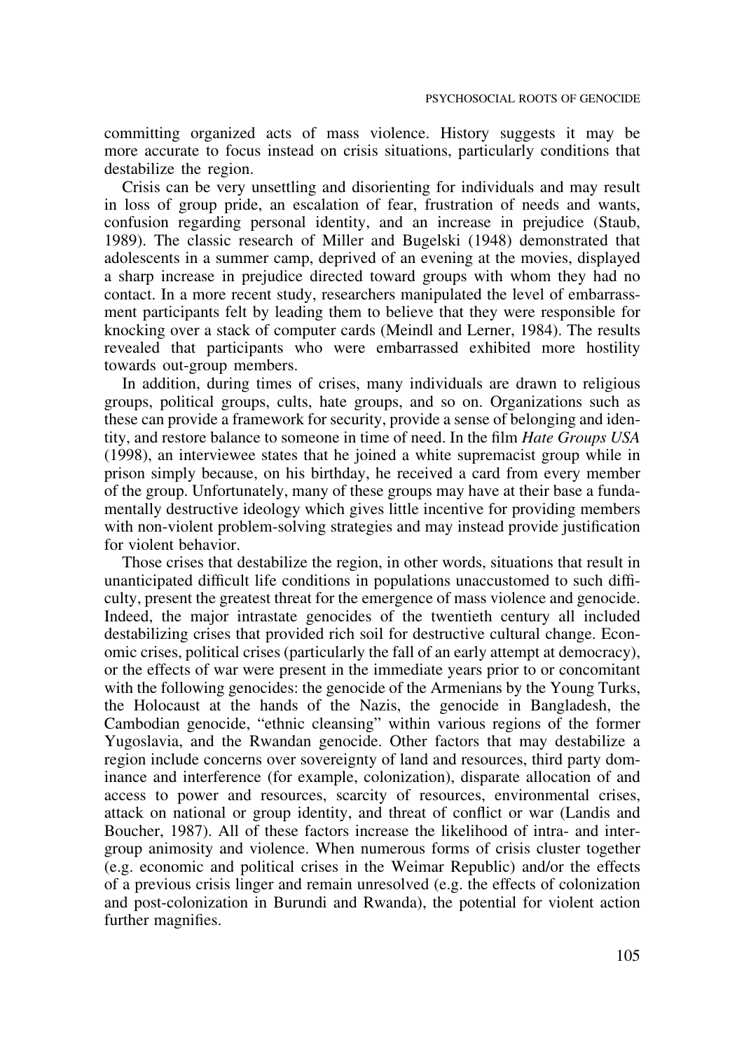committing organized acts of mass violence. History suggests it may be more accurate to focus instead on crisis situations, particularly conditions that destabilize the region.

Crisis can be very unsettling and disorienting for individuals and may result in loss of group pride, an escalation of fear, frustration of needs and wants, confusion regarding personal identity, and an increase in prejudice (Staub, 1989). The classic research of Miller and Bugelski (1948) demonstrated that adolescents in a summer camp, deprived of an evening at the movies, displayed a sharp increase in prejudice directed toward groups with whom they had no contact. In a more recent study, researchers manipulated the level of embarrassment participants felt by leading them to believe that they were responsible for knocking over a stack of computer cards (Meindl and Lerner, 1984). The results revealed that participants who were embarrassed exhibited more hostility towards out-group members.

In addition, during times of crises, many individuals are drawn to religious groups, political groups, cults, hate groups, and so on. Organizations such as these can provide a framework for security, provide a sense of belonging and identity, and restore balance to someone in time of need. In the film *Hate Groups USA* (1998), an interviewee states that he joined a white supremacist group while in prison simply because, on his birthday, he received a card from every member of the group. Unfortunately, many of these groups may have at their base a fundamentally destructive ideology which gives little incentive for providing members with non-violent problem-solving strategies and may instead provide justification for violent behavior.

Those crises that destabilize the region, in other words, situations that result in unanticipated difficult life conditions in populations unaccustomed to such difficulty, present the greatest threat for the emergence of mass violence and genocide. Indeed, the major intrastate genocides of the twentieth century all included destabilizing crises that provided rich soil for destructive cultural change. Economic crises, political crises (particularly the fall of an early attempt at democracy), or the effects of war were present in the immediate years prior to or concomitant with the following genocides: the genocide of the Armenians by the Young Turks, the Holocaust at the hands of the Nazis, the genocide in Bangladesh, the Cambodian genocide, "ethnic cleansing" within various regions of the former Yugoslavia, and the Rwandan genocide. Other factors that may destabilize a region include concerns over sovereignty of land and resources, third party dominance and interference (for example, colonization), disparate allocation of and access to power and resources, scarcity of resources, environmental crises, attack on national or group identity, and threat of conflict or war (Landis and Boucher, 1987). All of these factors increase the likelihood of intra- and intergroup animosity and violence. When numerous forms of crisis cluster together (e.g. economic and political crises in the Weimar Republic) and/or the effects of a previous crisis linger and remain unresolved (e.g. the effects of colonization and post-colonization in Burundi and Rwanda), the potential for violent action further magnifies.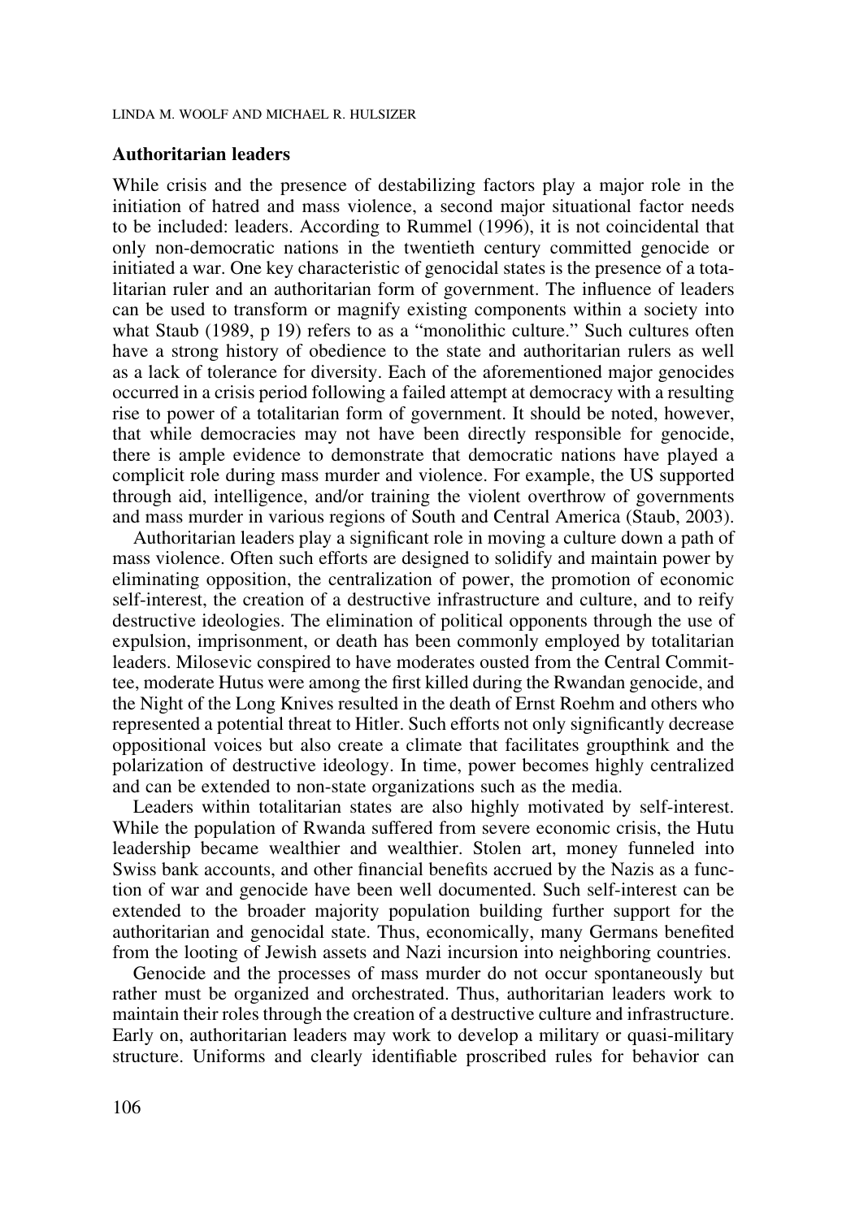## Authoritarian leaders

While crisis and the presence of destabilizing factors play a major role in the initiation of hatred and mass violence, a second major situational factor needs to be included: leaders. According to Rummel (1996), it is not coincidental that only non-democratic nations in the twentieth century committed genocide or initiated a war. One key characteristic of genocidal states is the presence of a totalitarian ruler and an authoritarian form of government. The influence of leaders can be used to transform or magnify existing components within a society into what Staub (1989, p 19) refers to as a "monolithic culture." Such cultures often have a strong history of obedience to the state and authoritarian rulers as well as a lack of tolerance for diversity. Each of the aforementioned major genocides occurred in a crisis period following a failed attempt at democracy with a resulting rise to power of a totalitarian form of government. It should be noted, however, that while democracies may not have been directly responsible for genocide, there is ample evidence to demonstrate that democratic nations have played a complicit role during mass murder and violence. For example, the US supported through aid, intelligence, and/or training the violent overthrow of governments and mass murder in various regions of South and Central America (Staub, 2003).

Authoritarian leaders play a significant role in moving a culture down a path of mass violence. Often such efforts are designed to solidify and maintain power by eliminating opposition, the centralization of power, the promotion of economic self-interest, the creation of a destructive infrastructure and culture, and to reify destructive ideologies. The elimination of political opponents through the use of expulsion, imprisonment, or death has been commonly employed by totalitarian leaders. Milosevic conspired to have moderates ousted from the Central Committee, moderate Hutus were among the first killed during the Rwandan genocide, and the Night of the Long Knives resulted in the death of Ernst Roehm and others who represented a potential threat to Hitler. Such efforts not only significantly decrease oppositional voices but also create a climate that facilitates groupthink and the polarization of destructive ideology. In time, power becomes highly centralized and can be extended to non-state organizations such as the media.

Leaders within totalitarian states are also highly motivated by self-interest. While the population of Rwanda suffered from severe economic crisis, the Hutu leadership became wealthier and wealthier. Stolen art, money funneled into Swiss bank accounts, and other financial benefits accrued by the Nazis as a function of war and genocide have been well documented. Such self-interest can be extended to the broader majority population building further support for the authoritarian and genocidal state. Thus, economically, many Germans benefited from the looting of Jewish assets and Nazi incursion into neighboring countries.

Genocide and the processes of mass murder do not occur spontaneously but rather must be organized and orchestrated. Thus, authoritarian leaders work to maintain their roles through the creation of a destructive culture and infrastructure. Early on, authoritarian leaders may work to develop a military or quasi-military structure. Uniforms and clearly identifiable proscribed rules for behavior can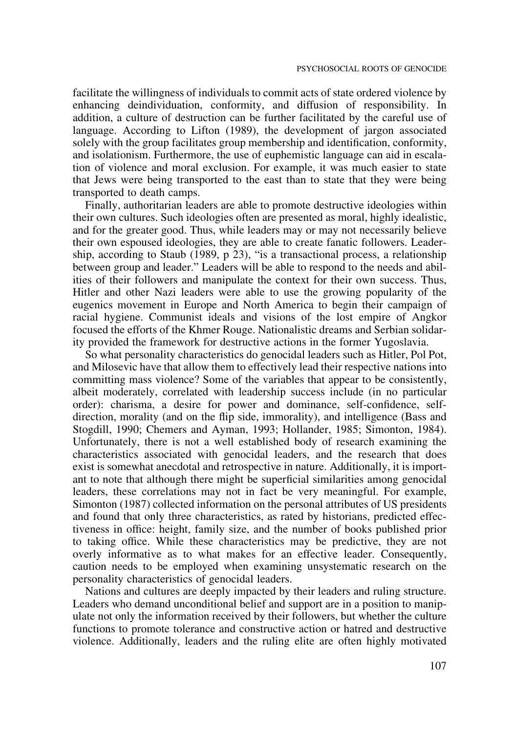facilitate the willingness of individuals to commit acts of state ordered violence by enhancing deindividuation, conformity, and diffusion of responsibility. In addition, a culture of destruction can be further facilitated by the careful use of language. According to Lifton (1989), the development of jargon associated solely with the group facilitates group membership and identification, conformity, and isolationism. Furthermore, the use of euphemistic language can aid in escalation of violence and moral exclusion. For example, it was much easier to state that Jews were being transported to the east than to state that they were being transported to death camps.

Finally, authoritarian leaders are able to promote destructive ideologies within their own cultures. Such ideologies often are presented as moral, highly idealistic, and for the greater good. Thus, while leaders may or may not necessarily believe their own espoused ideologies, they are able to create fanatic followers. Leadership, according to Staub (1989, p 23), "is a transactional process, a relationship between group and leader." Leaders will be able to respond to the needs and abilities of their followers and manipulate the context for their own success. Thus, Hitler and other Nazi leaders were able to use the growing popularity of the eugenics movement in Europe and North America to begin their campaign of racial hygiene. Communist ideals and visions of the lost empire of Angkor focused the efforts of the Khmer Rouge. Nationalistic dreams and Serbian solidarity provided the framework for destructive actions in the former Yugoslavia.

So what personality characteristics do genocidal leaders such as Hitler, Pol Pot, and Milosevic have that allow them to effectively lead their respective nations into committing mass violence? Some of the variables that appear to be consistently, albeit moderately, correlated with leadership success include (in no particular order): charisma, a desire for power and dominance, self-confidence, self-direction, morality (and on the flip side, immorality), and intelligence (Bass and Stogdill, 1990; Chemers and Ayman, 1993; Hollander, 1985; Simonton, 1984). Unfortunately, there is not a well established body of research examining the characteristics associated with genocidal leaders, and the research that does exist is somewhat anecdotal and retrospective in nature. Additionally, it is important to note that although there might be superficial similarities among genocidal leaders, these correlations may not in fact be very meaningful. For example, Simonton (1987) collected information on the personal attributes of US presidents and found that only three characteristics, as rated by historians, predicted effectiveness in office: height, family size, and the number of books published prior to taking office. While these characteristics may be predictive, they are not overly informative as to what makes for an effective leader. Consequently, caution needs to be employed when examining unsystematic research on the personality characteristics of genocidal leaders.

Nations and cultures are deeply impacted by their leaders and ruling structure. Leaders who demand unconditional belief and support are in a position to manipulate not only the information received by their followers, but whether the culture functions to promote tolerance and constructive action or hatred and destructive violence. Additionally, leaders and the ruling elite are often highly motivated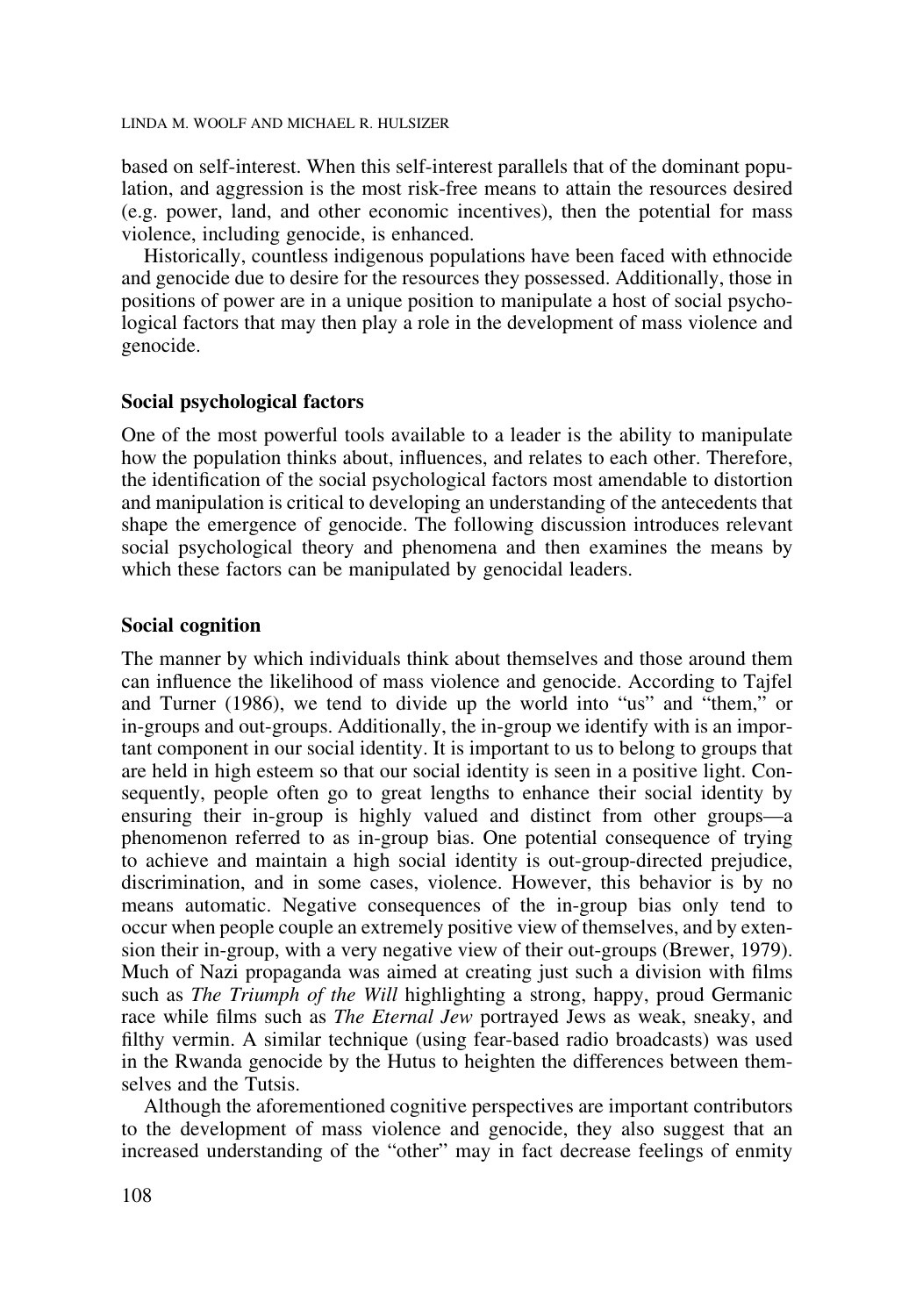based on self-interest. When this self-interest parallels that of the dominant population, and aggression is the most risk-free means to attain the resources desired (e.g. power, land, and other economic incentives), then the potential for mass violence, including genocide, is enhanced.

Historically, countless indigenous populations have been faced with ethnocide and genocide due to desire for the resources they possessed. Additionally, those in positions of power are in a unique position to manipulate a host of social psychological factors that may then play a role in the development of mass violence and genocide.

## Social psychological factors

One of the most powerful tools available to a leader is the ability to manipulate how the population thinks about, influences, and relates to each other. Therefore, the identification of the social psychological factors most amendable to distortion and manipulation is critical to developing an understanding of the antecedents that shape the emergence of genocide. The following discussion introduces relevant social psychological theory and phenomena and then examines the means by which these factors can be manipulated by genocidal leaders.

## Social cognition

The manner by which individuals think about themselves and those around them can influence the likelihood of mass violence and genocide. According to Tajfel and Turner (1986), we tend to divide up the world into "us" and "them," or in-groups and out-groups. Additionally, the in-group we identify with is an important component in our social identity. It is important to us to belong to groups that are held in high esteem so that our social identity is seen in a positive light. Consequently, people often go to great lengths to enhance their social identity by ensuring their in-group is highly valued and distinct from other groups—a phenomenon referred to as in-group bias. One potential consequence of trying to achieve and maintain a high social identity is out-group-directed prejudice, discrimination, and in some cases, violence. However, this behavior is by no means automatic. Negative consequences of the in-group bias only tend to occur when people couple an extremely positive view of themselves, and by extension their in-group, with a very negative view of their out-groups (Brewer, 1979). Much of Nazi propaganda was aimed at creating just such a division with films such as *The Triumph of the Will* highlighting a strong, happy, proud Germanic race while films such as *The Eternal Jew* portrayed Jews as weak, sneaky, and filthy vermin. A similar technique (using fear-based radio broadcasts) was used in the Rwanda genocide by the Hutus to heighten the differences between themselves and the Tutsis.

Although the aforementioned cognitive perspectives are important contributors to the development of mass violence and genocide, they also suggest that an increased understanding of the "other" may in fact decrease feelings of enmity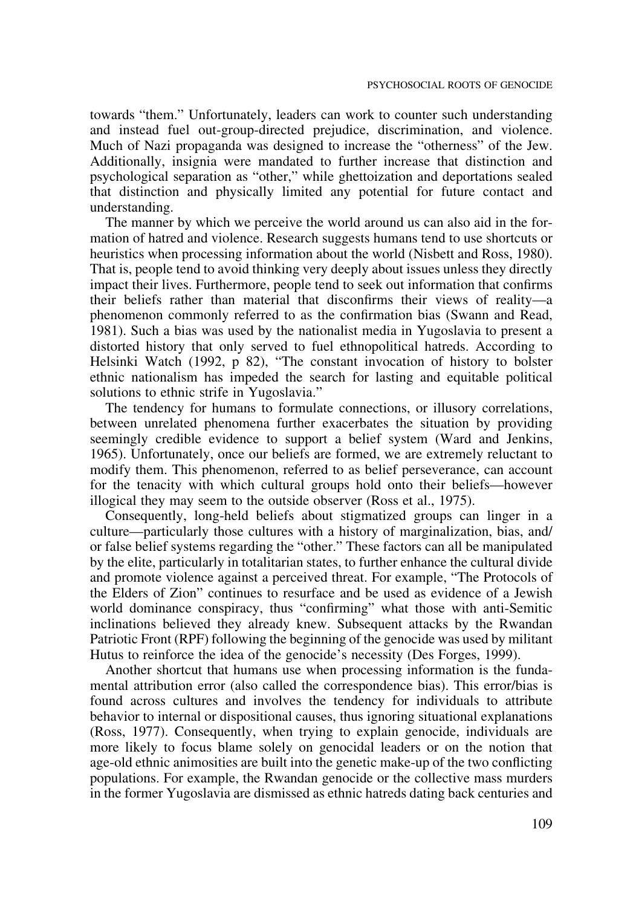towards "them." Unfortunately, leaders can work to counter such understanding and instead fuel out-group-directed prejudice, discrimination, and violence. Much of Nazi propaganda was designed to increase the "otherness" of the Jew. Additionally, insignia were mandated to further increase that distinction and psychological separation as "other," while ghettoization and deportations sealed that distinction and physically limited any potential for future contact and understanding.

The manner by which we perceive the world around us can also aid in the formation of hatred and violence. Research suggests humans tend to use shortcuts or heuristics when processing information about the world (Nisbett and Ross, 1980). That is, people tend to avoid thinking very deeply about issues unless they directly impact their lives. Furthermore, people tend to seek out information that confirms their beliefs rather than material that disconfirms their views of reality—a phenomenon commonly referred to as the confirmation bias (Swann and Read, 1981). Such a bias was used by the nationalist media in Yugoslavia to present a distorted history that only served to fuel ethnopolitical hatreds. According to Helsinki Watch (1992, p 82), "The constant invocation of history to bolster ethnic nationalism has impeded the search for lasting and equitable political solutions to ethnic strife in Yugoslavia."

The tendency for humans to formulate connections, or illusory correlations, between unrelated phenomena further exacerbates the situation by providing seemingly credible evidence to support a belief system (Ward and Jenkins, 1965). Unfortunately, once our beliefs are formed, we are extremely reluctant to modify them. This phenomenon, referred to as belief perseverance, can account for the tenacity with which cultural groups hold onto their beliefs—however illogical they may seem to the outside observer (Ross et al., 1975).

Consequently, long-held beliefs about stigmatized groups can linger in a culture—particularly those cultures with a history of marginalization, bias, and/or false belief systems regarding the "other." These factors can all be manipulated by the elite, particularly in totalitarian states, to further enhance the cultural divide and promote violence against a perceived threat. For example, "The Protocols of the Elders of Zion" continues to resurface and be used as evidence of a Jewish world dominance conspiracy, thus "confirming" what those with anti-Semitic inclinations believed they already knew. Subsequent attacks by the Rwandan Patriotic Front (RPF) following the beginning of the genocide was used by militant Hutus to reinforce the idea of the genocide's necessity (Des Forges, 1999).

Another shortcut that humans use when processing information is the fundamental attribution error (also called the correspondence bias). This error/bias is found across cultures and involves the tendency for individuals to attribute behavior to internal or dispositional causes, thus ignoring situational explanations (Ross, 1977). Consequently, when trying to explain genocide, individuals are more likely to focus blame solely on genocidal leaders or on the notion that age-old ethnic animosities are built into the genetic make-up of the two conflicting populations. For example, the Rwandan genocide or the collective mass murders in the former Yugoslavia are dismissed as ethnic hatreds dating back centuries and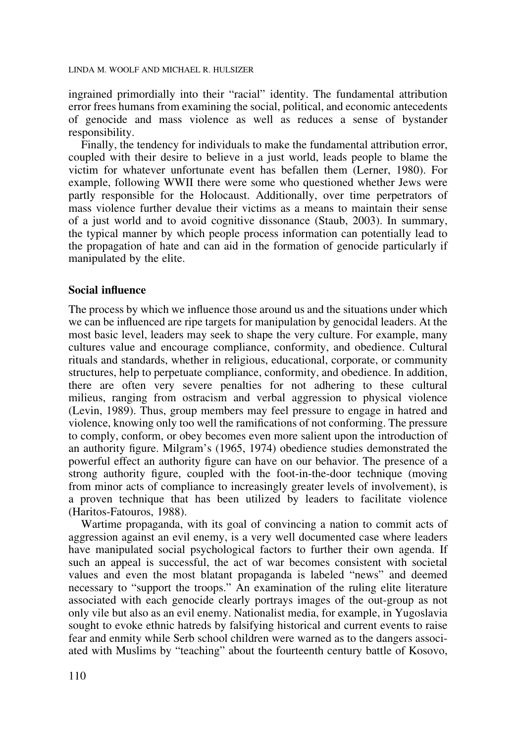ingrained primordially into their "racial" identity. The fundamental attribution error frees humans from examining the social, political, and economic antecedents of genocide and mass violence as well as reduces a sense of bystander responsibility.

Finally, the tendency for individuals to make the fundamental attribution error, coupled with their desire to believe in a just world, leads people to blame the victim for whatever unfortunate event has befallen them (Lerner, 1980). For example, following WWII there were some who questioned whether Jews were partly responsible for the Holocaust. Additionally, over time perpetrators of mass violence further devalue their victims as a means to maintain their sense of a just world and to avoid cognitive dissonance (Staub, 2003). In summary, the typical manner by which people process information can potentially lead to the propagation of hate and can aid in the formation of genocide particularly if manipulated by the elite.

### Social influence

The process by which we influence those around us and the situations under which we can be influenced are ripe targets for manipulation by genocidal leaders. At the most basic level, leaders may seek to shape the very culture. For example, many cultures value and encourage compliance, conformity, and obedience. Cultural rituals and standards, whether in religious, educational, corporate, or community structures, help to perpetuate compliance, conformity, and obedience. In addition, there are often very severe penalties for not adhering to these cultural milieus, ranging from ostracism and verbal aggression to physical violence (Levin, 1989). Thus, group members may feel pressure to engage in hatred and violence, knowing only too well the ramifications of not conforming. The pressure to comply, conform, or obey becomes even more salient upon the introduction of an authority figure. Milgram's (1965, 1974) obedience studies demonstrated the powerful effect an authority figure can have on our behavior. The presence of a strong authority figure, coupled with the foot-in-the-door technique (moving from minor acts of compliance to increasingly greater levels of involvement), is a proven technique that has been utilized by leaders to facilitate violence (Haritos-Fatouros, 1988).

Wartime propaganda, with its goal of convincing a nation to commit acts of aggression against an evil enemy, is a very well documented case where leaders have manipulated social psychological factors to further their own agenda. If such an appeal is successful, the act of war becomes consistent with societal values and even the most blatant propaganda is labeled "news" and deemed necessary to "support the troops." An examination of the ruling elite literature associated with each genocide clearly portrays images of the out-group as not only vile but also as an evil enemy. Nationalist media, for example, in Yugoslavia sought to evoke ethnic hatreds by falsifying historical and current events to raise fear and enmity while Serb school children were warned as to the dangers associated with Muslims by "teaching" about the fourteenth century battle of Kosovo,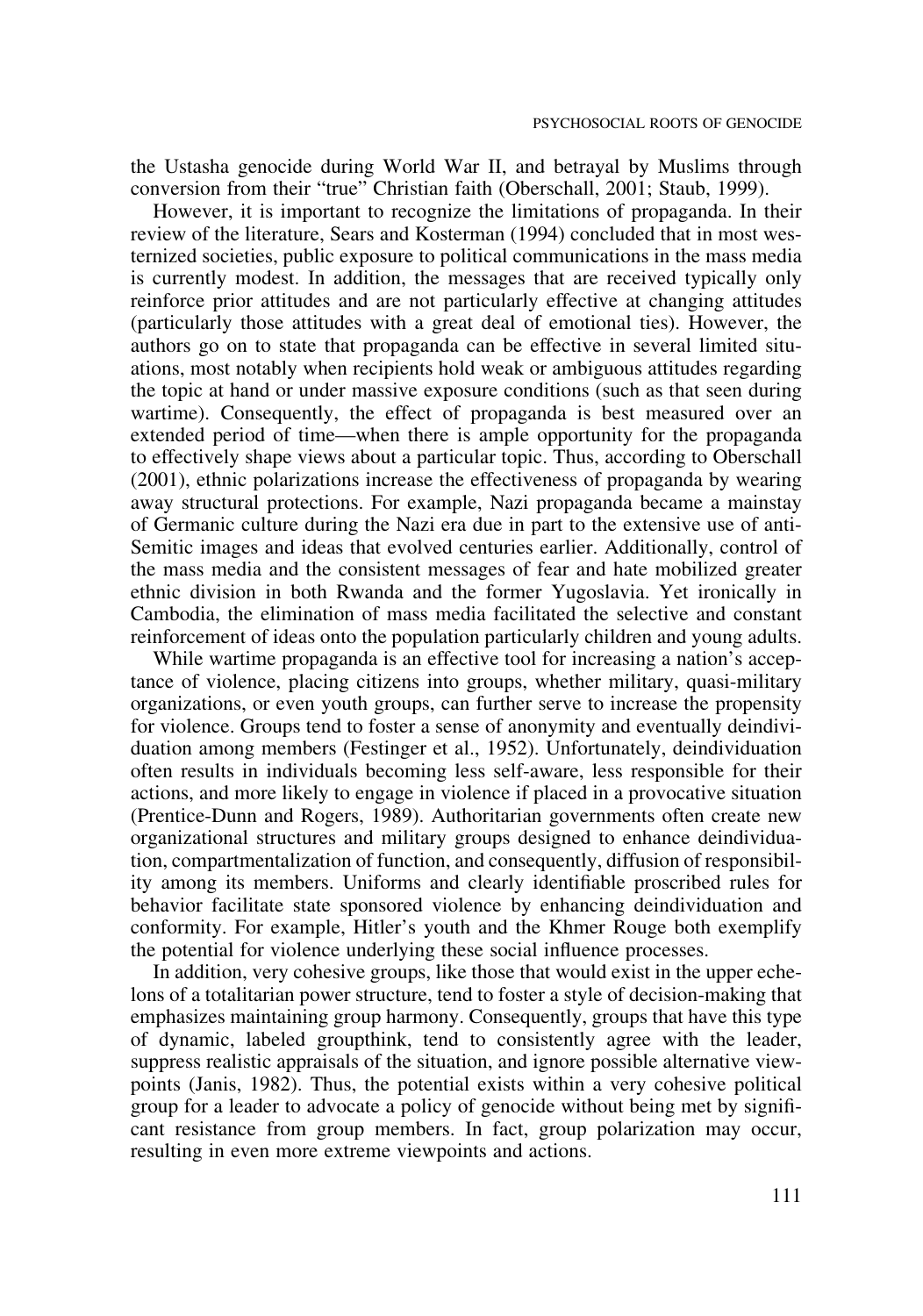the Ustasha genocide during World War II, and betrayal by Muslims through conversion from their "true" Christian faith (Oberschall, 2001; Staub, 1999).

However, it is important to recognize the limitations of propaganda. In their review of the literature, Sears and Kosterman (1994) concluded that in most westernized societies, public exposure to political communications in the mass media is currently modest. In addition, the messages that are received typically only reinforce prior attitudes and are not particularly effective at changing attitudes (particularly those attitudes with a great deal of emotional ties). However, the authors go on to state that propaganda can be effective in several limited situations, most notably when recipients hold weak or ambiguous attitudes regarding the topic at hand or under massive exposure conditions (such as that seen during wartime). Consequently, the effect of propaganda is best measured over an extended period of time—when there is ample opportunity for the propaganda to effectively shape views about a particular topic. Thus, according to Oberschall (2001), ethnic polarizations increase the effectiveness of propaganda by wearing away structural protections. For example, Nazi propaganda became a mainstay of Germanic culture during the Nazi era due in part to the extensive use of anti-Semitic images and ideas that evolved centuries earlier. Additionally, control of the mass media and the consistent messages of fear and hate mobilized greater ethnic division in both Rwanda and the former Yugoslavia. Yet ironically in Cambodia, the elimination of mass media facilitated the selective and constant reinforcement of ideas onto the population particularly children and young adults.

While wartime propaganda is an effective tool for increasing a nation's acceptance of violence, placing citizens into groups, whether military, quasi-military organizations, or even youth groups, can further serve to increase the propensity for violence. Groups tend to foster a sense of anonymity and eventually deindividuation among members (Festinger et al., 1952). Unfortunately, deindividuation often results in individuals becoming less self-aware, less responsible for their actions, and more likely to engage in violence if placed in a provocative situation (Prentice-Dunn and Rogers, 1989). Authoritarian governments often create new organizational structures and military groups designed to enhance deindividuation, compartmentalization of function, and consequently, diffusion of responsibility among its members. Uniforms and clearly identifiable proscribed rules for behavior facilitate state sponsored violence by enhancing deindividuation and conformity. For example, Hitler's youth and the Khmer Rouge both exemplify the potential for violence underlying these social influence processes.

In addition, very cohesive groups, like those that would exist in the upper echelons of a totalitarian power structure, tend to foster a style of decision-making that emphasizes maintaining group harmony. Consequently, groups that have this type of dynamic, labeled groupthink, tend to consistently agree with the leader, suppress realistic appraisals of the situation, and ignore possible alternative viewpoints (Janis, 1982). Thus, the potential exists within a very cohesive political group for a leader to advocate a policy of genocide without being met by significant resistance from group members. In fact, group polarization may occur, resulting in even more extreme viewpoints and actions.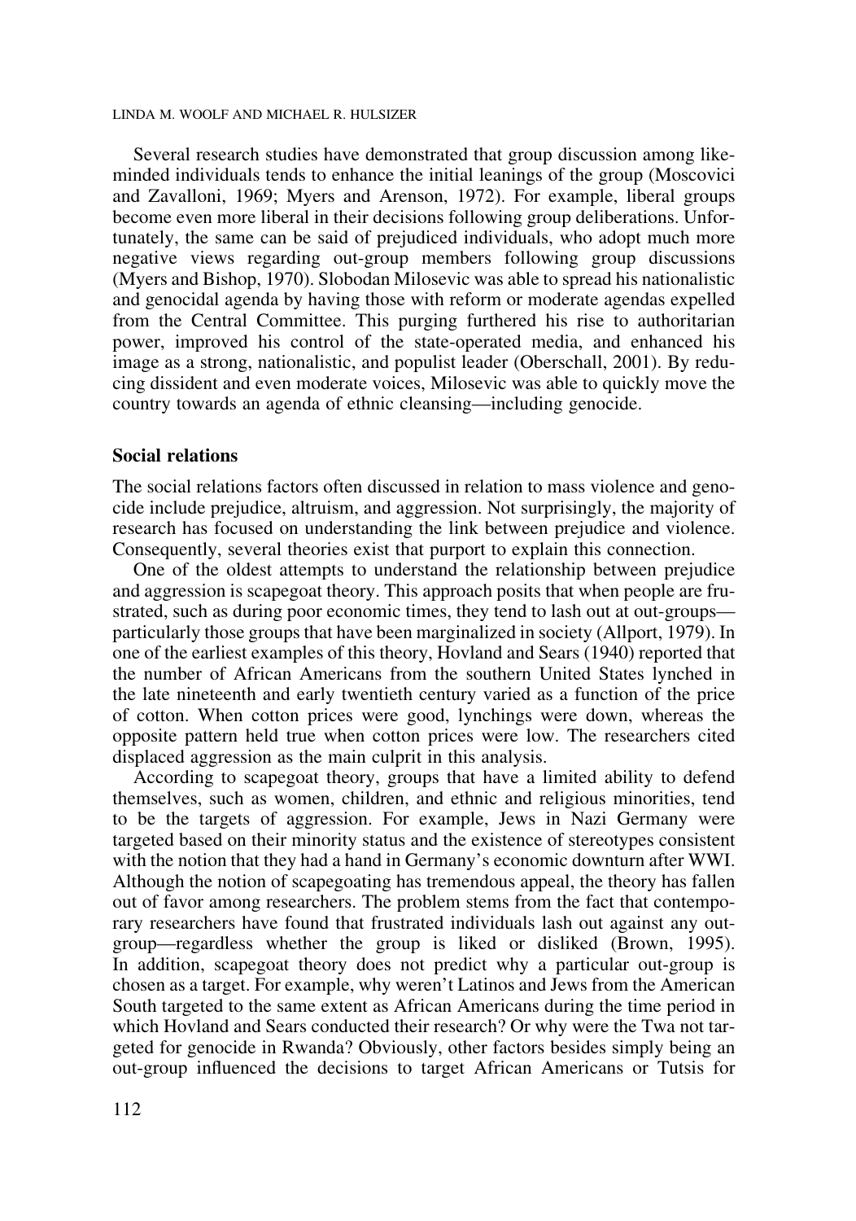Several research studies have demonstrated that group discussion among like-minded individuals tends to enhance the initial leanings of the group (Moscovici and Zavalloni, 1969; Myers and Arenson, 1972). For example, liberal groups become even more liberal in their decisions following group deliberations. Unfortunately, the same can be said of prejudiced individuals, who adopt much more negative views regarding out-group members following group discussions (Myers and Bishop, 1970). Slobodan Milosevic was able to spread his nationalistic and genocidal agenda by having those with reform or moderate agendas expelled from the Central Committee. This purging furthered his rise to authoritarian power, improved his control of the state-operated media, and enhanced his image as a strong, nationalistic, and populist leader (Oberschall, 2001). By reducing dissident and even moderate voices, Milosevic was able to quickly move the country towards an agenda of ethnic cleansing—including genocide.

## Social relations

The social relations factors often discussed in relation to mass violence and genocide include prejudice, altruism, and aggression. Not surprisingly, the majority of research has focused on understanding the link between prejudice and violence. Consequently, several theories exist that purport to explain this connection.

One of the oldest attempts to understand the relationship between prejudice and aggression is scapegoat theory. This approach posits that when people are frustrated, such as during poor economic times, they tend to lash out at out-groups—particularly those groups that have been marginalized in society (Allport, 1979). In one of the earliest examples of this theory, Hovland and Sears (1940) reported that the number of African Americans from the southern United States lynched in the late nineteenth and early twentieth century varied as a function of the price of cotton. When cotton prices were good, lynchings were down, whereas the opposite pattern held true when cotton prices were low. The researchers cited displaced aggression as the main culprit in this analysis.

According to scapegoat theory, groups that have a limited ability to defend themselves, such as women, children, and ethnic and religious minorities, tend to be the targets of aggression. For example, Jews in Nazi Germany were targeted based on their minority status and the existence of stereotypes consistent with the notion that they had a hand in Germany's economic downturn after WWI. Although the notion of scapegoating has tremendous appeal, the theory has fallen out of favor among researchers. The problem stems from the fact that contemporary researchers have found that frustrated individuals lash out against any out-group—regardless whether the group is liked or disliked (Brown, 1995). In addition, scapegoat theory does not predict why a particular out-group is chosen as a target. For example, why weren't Latinos and Jews from the American South targeted to the same extent as African Americans during the time period in which Hovland and Sears conducted their research? Or why were the Twa not targeted for genocide in Rwanda? Obviously, other factors besides simply being an out-group influenced the decisions to target African Americans or Tutsis for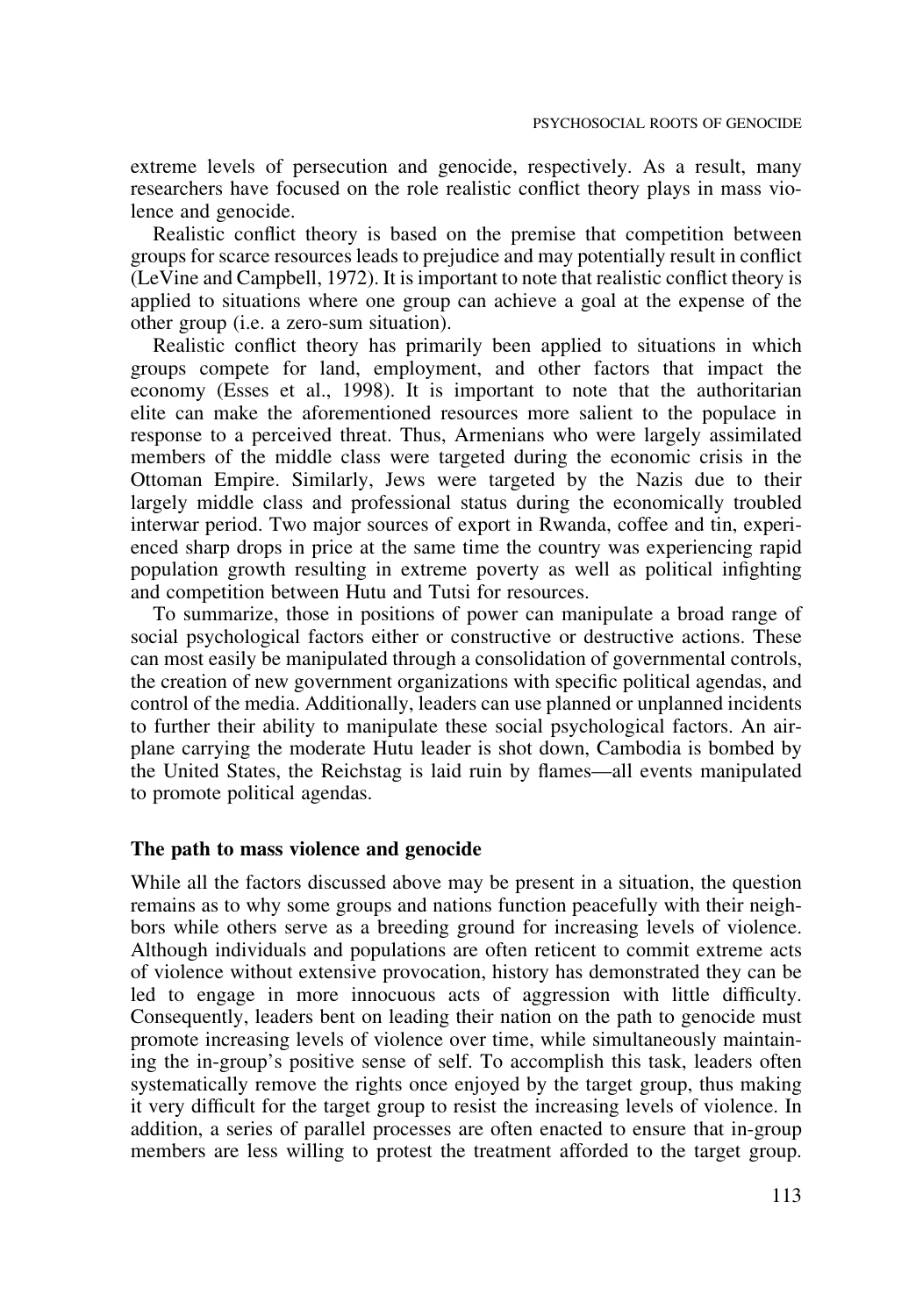extreme levels of persecution and genocide, respectively. As a result, many researchers have focused on the role realistic conflict theory plays in mass violence and genocide.

Realistic conflict theory is based on the premise that competition between groups for scarce resources leads to prejudice and may potentially result in conflict (LeVine and Campbell, 1972). It is important to note that realistic conflict theory is applied to situations where one group can achieve a goal at the expense of the other group (i.e. a zero-sum situation).

Realistic conflict theory has primarily been applied to situations in which groups compete for land, employment, and other factors that impact the economy (Esses et al., 1998). It is important to note that the authoritarian elite can make the aforementioned resources more salient to the populace in response to a perceived threat. Thus, Armenians who were largely assimilated members of the middle class were targeted during the economic crisis in the Ottoman Empire. Similarly, Jews were targeted by the Nazis due to their largely middle class and professional status during the economically troubled interwar period. Two major sources of export in Rwanda, coffee and tin, experienced sharp drops in price at the same time the country was experiencing rapid population growth resulting in extreme poverty as well as political infighting and competition between Hutu and Tutsi for resources.

To summarize, those in positions of power can manipulate a broad range of social psychological factors either or constructive or destructive actions. These can most easily be manipulated through a consolidation of governmental controls, the creation of new government organizations with specific political agendas, and control of the media. Additionally, leaders can use planned or unplanned incidents to further their ability to manipulate these social psychological factors. An airplane carrying the moderate Hutu leader is shot down, Cambodia is bombed by the United States, the Reichstag is laid ruin by flames—all events manipulated to promote political agendas.

## The path to mass violence and genocide

While all the factors discussed above may be present in a situation, the question remains as to why some groups and nations function peacefully with their neighbors while others serve as a breeding ground for increasing levels of violence. Although individuals and populations are often reticent to commit extreme acts of violence without extensive provocation, history has demonstrated they can be led to engage in more innocuous acts of aggression with little difficulty. Consequently, leaders bent on leading their nation on the path to genocide must promote increasing levels of violence over time, while simultaneously maintaining the in-group's positive sense of self. To accomplish this task, leaders often systematically remove the rights once enjoyed by the target group, thus making it very difficult for the target group to resist the increasing levels of violence. In addition, a series of parallel processes are often enacted to ensure that in-group members are less willing to protest the treatment afforded to the target group.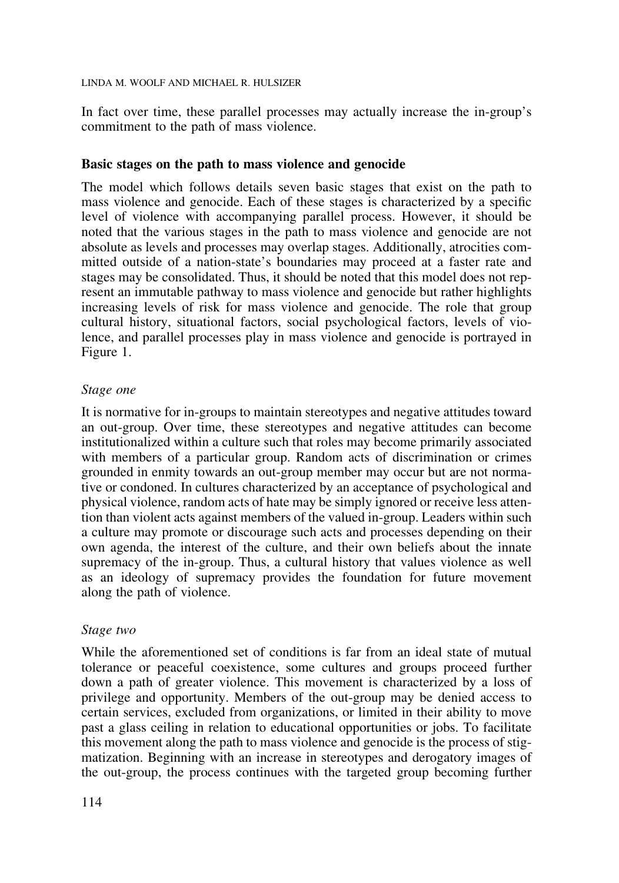In fact over time, these parallel processes may actually increase the in-group's commitment to the path of mass violence.

### Basic stages on the path to mass violence and genocide

The model which follows details seven basic stages that exist on the path to mass violence and genocide. Each of these stages is characterized by a specific level of violence with accompanying parallel process. However, it should be noted that the various stages in the path to mass violence and genocide are not absolute as levels and processes may overlap stages. Additionally, atrocities committed outside of a nation-state's boundaries may proceed at a faster rate and stages may be consolidated. Thus, it should be noted that this model does not represent an immutable pathway to mass violence and genocide but rather highlights increasing levels of risk for mass violence and genocide. The role that group cultural history, situational factors, social psychological factors, levels of violence, and parallel processes play in mass violence and genocide is portrayed in Figure 1.

#### *Stage one*

It is normative for in-groups to maintain stereotypes and negative attitudes toward an out-group. Over time, these stereotypes and negative attitudes can become institutionalized within a culture such that roles may become primarily associated with members of a particular group. Random acts of discrimination or crimes grounded in enmity towards an out-group member may occur but are not normative or condoned. In cultures characterized by an acceptance of psychological and physical violence, random acts of hate may be simply ignored or receive less attention than violent acts against members of the valued in-group. Leaders within such a culture may promote or discourage such acts and processes depending on their own agenda, the interest of the culture, and their own beliefs about the innate supremacy of the in-group. Thus, a cultural history that values violence as well as an ideology of supremacy provides the foundation for future movement along the path of violence.

#### *Stage two*

While the aforementioned set of conditions is far from an ideal state of mutual tolerance or peaceful coexistence, some cultures and groups proceed further down a path of greater violence. This movement is characterized by a loss of privilege and opportunity. Members of the out-group may be denied access to certain services, excluded from organizations, or limited in their ability to move past a glass ceiling in relation to educational opportunities or jobs. To facilitate this movement along the path to mass violence and genocide is the process of stigmatization. Beginning with an increase in stereotypes and derogatory images of the out-group, the process continues with the targeted group becoming further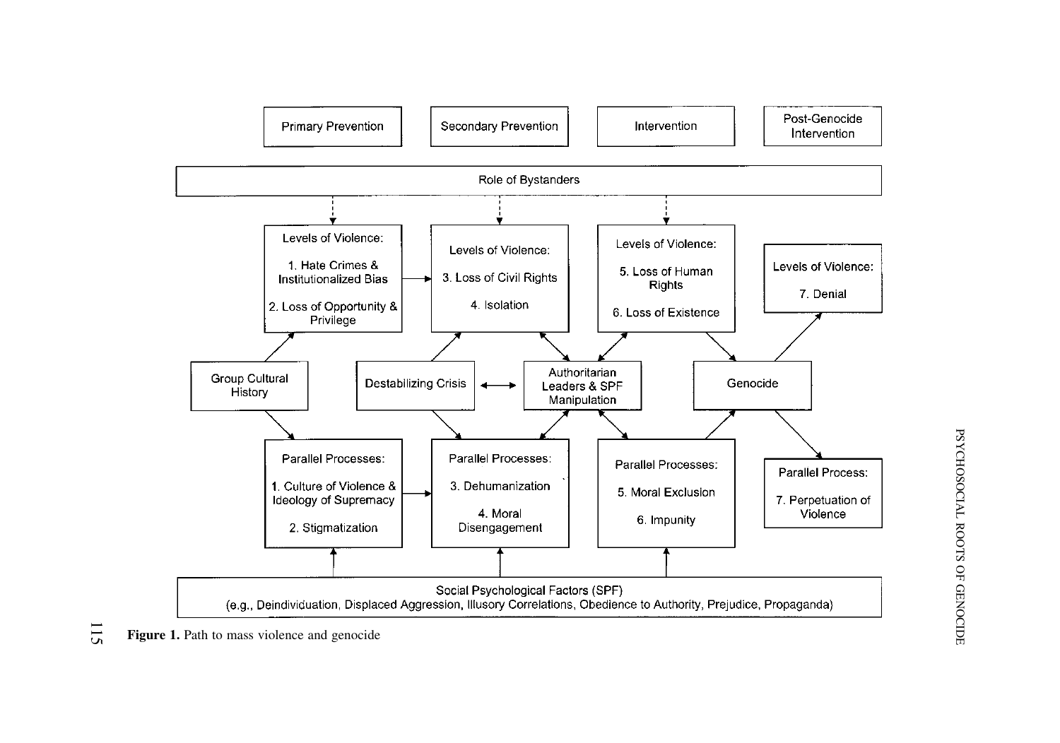Primary Prevention

Secondary Prevention

Intervention

Post-Genocide Intervention

Role of Bystanders

Levels of Violence:

1. Hate Crimes & Institutionalized Bias

2. Loss of Opportunity & Privilege

Levels of Violence:

3. Loss of Civil Rights

4. Isolation

Levels of Violence:

5. Loss of Human Rights

6. Loss of Existence

Levels of Violence:

7. Denial

Group Cultural History

Destabilizing Crisis

Authoritarian Leaders & SPF Manipulation

Genocide

Parallel Processes:

1. Culture of Violence & Ideology of Supremacy

2. Stigmatization

Parallel Processes:

3. Dehumanization

4. Moral Disengagement

Parallel Processes:

5. Moral Exclusion

6. Impunity

Parallel Process:

7. Perpetuation of Violence

Social Psychological Factors (SPF)
(e.g., Deindividuation, Displaced Aggression, Illusory Correlations, Obedience to Authority, Prejudice, Propaganda)

**Figure 1.** Path to mass violence and genocide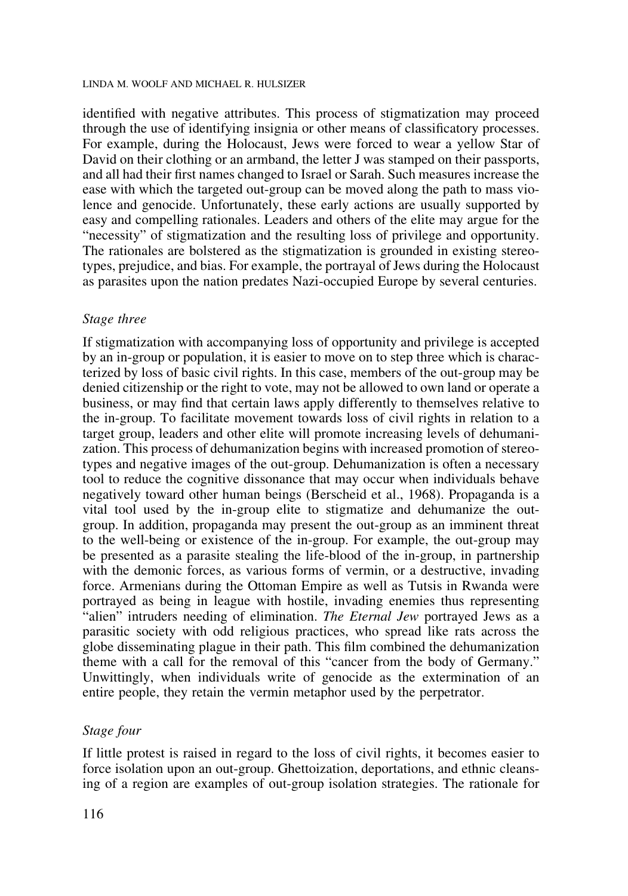identified with negative attributes. This process of stigmatization may proceed through the use of identifying insignia or other means of classificatory processes. For example, during the Holocaust, Jews were forced to wear a yellow Star of David on their clothing or an armband, the letter J was stamped on their passports, and all had their first names changed to Israel or Sarah. Such measures increase the ease with which the targeted out-group can be moved along the path to mass violence and genocide. Unfortunately, these early actions are usually supported by easy and compelling rationales. Leaders and others of the elite may argue for the "necessity" of stigmatization and the resulting loss of privilege and opportunity. The rationales are bolstered as the stigmatization is grounded in existing stereotypes, prejudice, and bias. For example, the portrayal of Jews during the Holocaust as parasites upon the nation predates Nazi-occupied Europe by several centuries.

### *Stage three*

If stigmatization with accompanying loss of opportunity and privilege is accepted by an in-group or population, it is easier to move on to step three which is characterized by loss of basic civil rights. In this case, members of the out-group may be denied citizenship or the right to vote, may not be allowed to own land or operate a business, or may find that certain laws apply differently to themselves relative to the in-group. To facilitate movement towards loss of civil rights in relation to a target group, leaders and other elite will promote increasing levels of dehumanization. This process of dehumanization begins with increased promotion of stereotypes and negative images of the out-group. Dehumanization is often a necessary tool to reduce the cognitive dissonance that may occur when individuals behave negatively toward other human beings (Berscheid et al., 1968). Propaganda is a vital tool used by the in-group elite to stigmatize and dehumanize the out-group. In addition, propaganda may present the out-group as an imminent threat to the well-being or existence of the in-group. For example, the out-group may be presented as a parasite stealing the life-blood of the in-group, in partnership with the demonic forces, as various forms of vermin, or a destructive, invading force. Armenians during the Ottoman Empire as well as Tutsis in Rwanda were portrayed as being in league with hostile, invading enemies thus representing "alien" intruders needing of elimination. *The Eternal Jew* portrayed Jews as a parasitic society with odd religious practices, who spread like rats across the globe disseminating plague in their path. This film combined the dehumanization theme with a call for the removal of this "cancer from the body of Germany." Unwittingly, when individuals write of genocide as the extermination of an entire people, they retain the vermin metaphor used by the perpetrator.

### *Stage four*

If little protest is raised in regard to the loss of civil rights, it becomes easier to force isolation upon an out-group. Ghettoization, deportations, and ethnic cleansing of a region are examples of out-group isolation strategies. The rationale for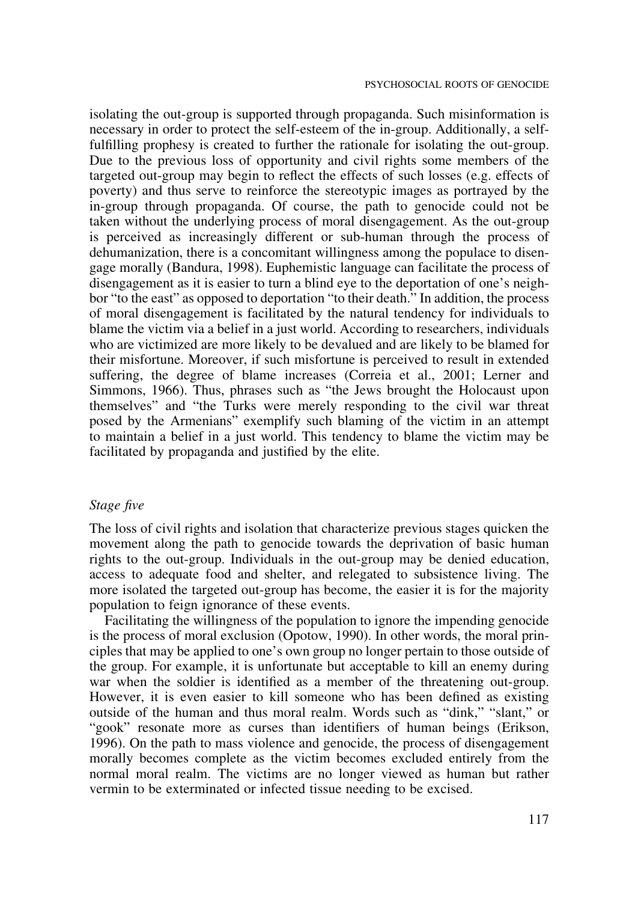isolating the out-group is supported through propaganda. Such misinformation is necessary in order to protect the self-esteem of the in-group. Additionally, a self-fulfilling prophesy is created to further the rationale for isolating the out-group. Due to the previous loss of opportunity and civil rights some members of the targeted out-group may begin to reflect the effects of such losses (e.g. effects of poverty) and thus serve to reinforce the stereotypic images as portrayed by the in-group through propaganda. Of course, the path to genocide could not be taken without the underlying process of moral disengagement. As the out-group is perceived as increasingly different or sub-human through the process of dehumanization, there is a concomitant willingness among the populace to disengage morally (Bandura, 1998). Euphemistic language can facilitate the process of disengagement as it is easier to turn a blind eye to the deportation of one's neighbor "to the east" as opposed to deportation "to their death." In addition, the process of moral disengagement is facilitated by the natural tendency for individuals to blame the victim via a belief in a just world. According to researchers, individuals who are victimized are more likely to be devalued and are likely to be blamed for their misfortune. Moreover, if such misfortune is perceived to result in extended suffering, the degree of blame increases (Correia et al., 2001; Lerner and Simmons, 1966). Thus, phrases such as "the Jews brought the Holocaust upon themselves" and "the Turks were merely responding to the civil war threat posed by the Armenians" exemplify such blaming of the victim in an attempt to maintain a belief in a just world. This tendency to blame the victim may be facilitated by propaganda and justified by the elite.

### *Stage five*

The loss of civil rights and isolation that characterize previous stages quicken the movement along the path to genocide towards the deprivation of basic human rights to the out-group. Individuals in the out-group may be denied education, access to adequate food and shelter, and relegated to subsistence living. The more isolated the targeted out-group has become, the easier it is for the majority population to feign ignorance of these events.

Facilitating the willingness of the population to ignore the impending genocide is the process of moral exclusion (Opotow, 1990). In other words, the moral principles that may be applied to one's own group no longer pertain to those outside of the group. For example, it is unfortunate but acceptable to kill an enemy during war when the soldier is identified as a member of the threatening out-group. However, it is even easier to kill someone who has been defined as existing outside of the human and thus moral realm. Words such as "dink," "slant," or "gook" resonate more as curses than identifiers of human beings (Erikson, 1996). On the path to mass violence and genocide, the process of disengagement morally becomes complete as the victim becomes excluded entirely from the normal moral realm. The victims are no longer viewed as human but rather vermin to be exterminated or infected tissue needing to be excised.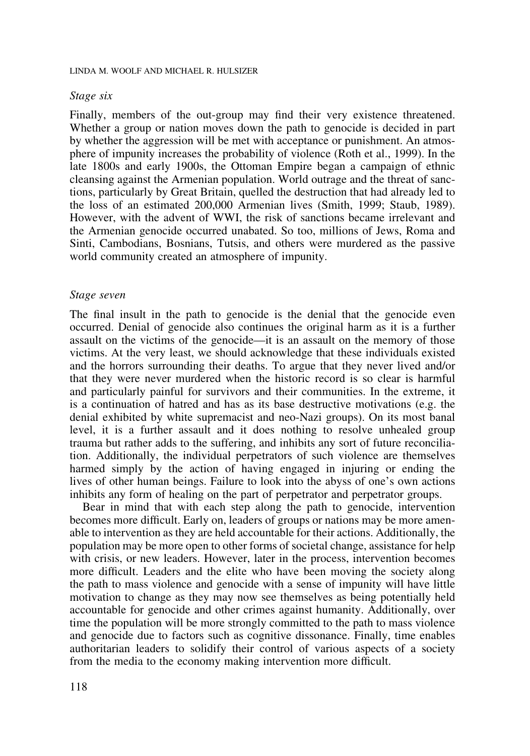*Stage six*

Finally, members of the out-group may find their very existence threatened. Whether a group or nation moves down the path to genocide is decided in part by whether the aggression will be met with acceptance or punishment. An atmosphere of impunity increases the probability of violence (Roth et al., 1999). In the late 1800s and early 1900s, the Ottoman Empire began a campaign of ethnic cleansing against the Armenian population. World outrage and the threat of sanctions, particularly by Great Britain, quelled the destruction that had already led to the loss of an estimated 200,000 Armenian lives (Smith, 1999; Staub, 1989). However, with the advent of WWI, the risk of sanctions became irrelevant and the Armenian genocide occurred unabated. So too, millions of Jews, Roma and Sinti, Cambodians, Bosnians, Tutsis, and others were murdered as the passive world community created an atmosphere of impunity.

*Stage seven*

The final insult in the path to genocide is the denial that the genocide even occurred. Denial of genocide also continues the original harm as it is a further assault on the victims of the genocide—it is an assault on the memory of those victims. At the very least, we should acknowledge that these individuals existed and the horrors surrounding their deaths. To argue that they never lived and/or that they were never murdered when the historic record is so clear is harmful and particularly painful for survivors and their communities. In the extreme, it is a continuation of hatred and has as its base destructive motivations (e.g. the denial exhibited by white supremacist and neo-Nazi groups). On its most banal level, it is a further assault and it does nothing to resolve unhealed group trauma but rather adds to the suffering, and inhibits any sort of future reconciliation. Additionally, the individual perpetrators of such violence are themselves harmed simply by the action of having engaged in injuring or ending the lives of other human beings. Failure to look into the abyss of one's own actions inhibits any form of healing on the part of perpetrator and perpetrator groups.

Bear in mind that with each step along the path to genocide, intervention becomes more difficult. Early on, leaders of groups or nations may be more amenable to intervention as they are held accountable for their actions. Additionally, the population may be more open to other forms of societal change, assistance for help with crisis, or new leaders. However, later in the process, intervention becomes more difficult. Leaders and the elite who have been moving the society along the path to mass violence and genocide with a sense of impunity will have little motivation to change as they may now see themselves as being potentially held accountable for genocide and other crimes against humanity. Additionally, over time the population will be more strongly committed to the path to mass violence and genocide due to factors such as cognitive dissonance. Finally, time enables authoritarian leaders to solidify their control of various aspects of a society from the media to the economy making intervention more difficult.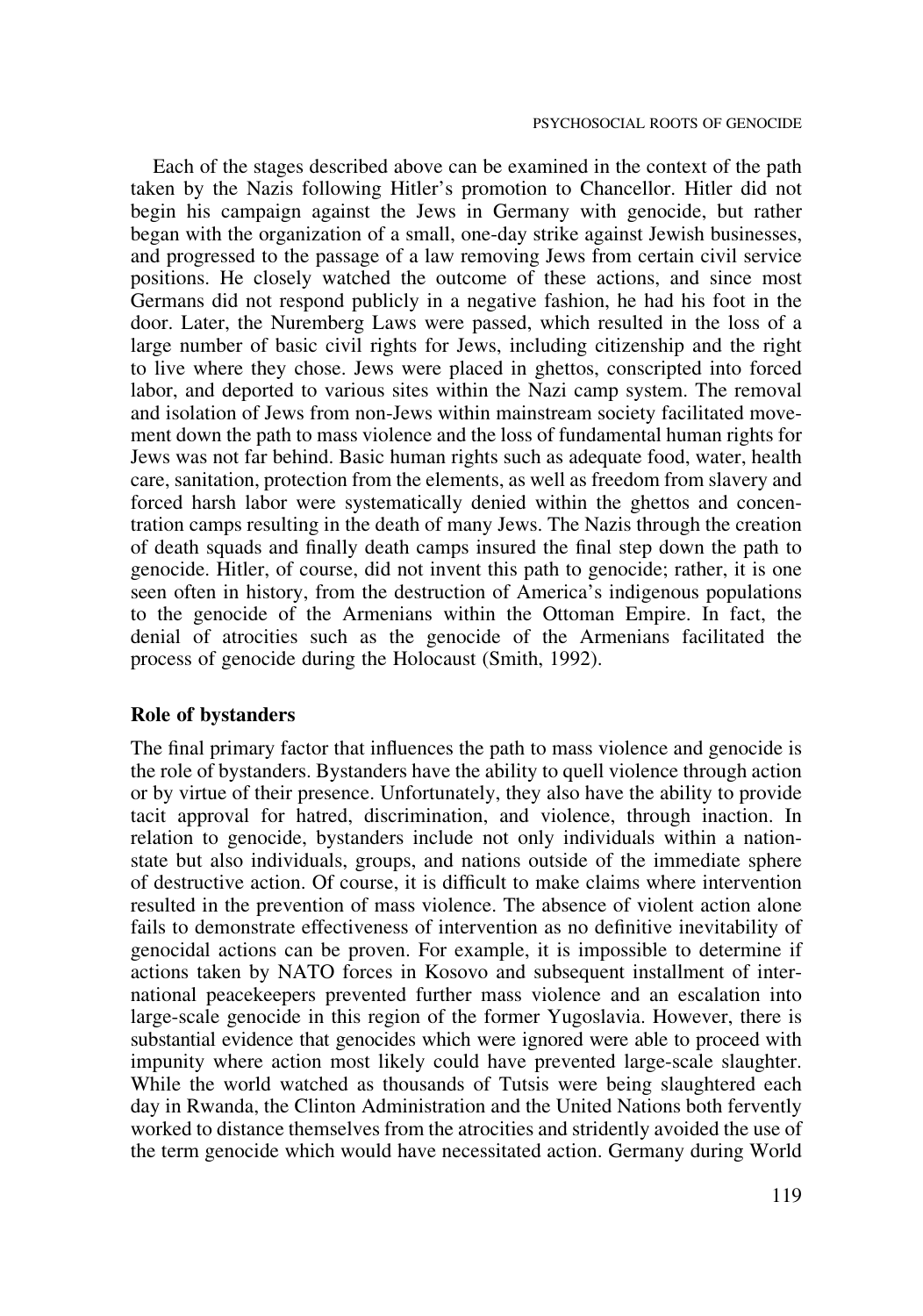Each of the stages described above can be examined in the context of the path taken by the Nazis following Hitler's promotion to Chancellor. Hitler did not begin his campaign against the Jews in Germany with genocide, but rather began with the organization of a small, one-day strike against Jewish businesses, and progressed to the passage of a law removing Jews from certain civil service positions. He closely watched the outcome of these actions, and since most Germans did not respond publicly in a negative fashion, he had his foot in the door. Later, the Nuremberg Laws were passed, which resulted in the loss of a large number of basic civil rights for Jews, including citizenship and the right to live where they chose. Jews were placed in ghettos, conscripted into forced labor, and deported to various sites within the Nazi camp system. The removal and isolation of Jews from non-Jews within mainstream society facilitated movement down the path to mass violence and the loss of fundamental human rights for Jews was not far behind. Basic human rights such as adequate food, water, health care, sanitation, protection from the elements, as well as freedom from slavery and forced harsh labor were systematically denied within the ghettos and concentration camps resulting in the death of many Jews. The Nazis through the creation of death squads and finally death camps insured the final step down the path to genocide. Hitler, of course, did not invent this path to genocide; rather, it is one seen often in history, from the destruction of America's indigenous populations to the genocide of the Armenians within the Ottoman Empire. In fact, the denial of atrocities such as the genocide of the Armenians facilitated the process of genocide during the Holocaust (Smith, 1992).

## Role of bystanders

The final primary factor that influences the path to mass violence and genocide is the role of bystanders. Bystanders have the ability to quell violence through action or by virtue of their presence. Unfortunately, they also have the ability to provide tacit approval for hatred, discrimination, and violence, through inaction. In relation to genocide, bystanders include not only individuals within a nation-state but also individuals, groups, and nations outside of the immediate sphere of destructive action. Of course, it is difficult to make claims where intervention resulted in the prevention of mass violence. The absence of violent action alone fails to demonstrate effectiveness of intervention as no definitive inevitability of genocidal actions can be proven. For example, it is impossible to determine if actions taken by NATO forces in Kosovo and subsequent installment of international peacekeepers prevented further mass violence and an escalation into large-scale genocide in this region of the former Yugoslavia. However, there is substantial evidence that genocides which were ignored were able to proceed with impunity where action most likely could have prevented large-scale slaughter. While the world watched as thousands of Tutsis were being slaughtered each day in Rwanda, the Clinton Administration and the United Nations both fervently worked to distance themselves from the atrocities and stridently avoided the use of the term genocide which would have necessitated action. Germany during World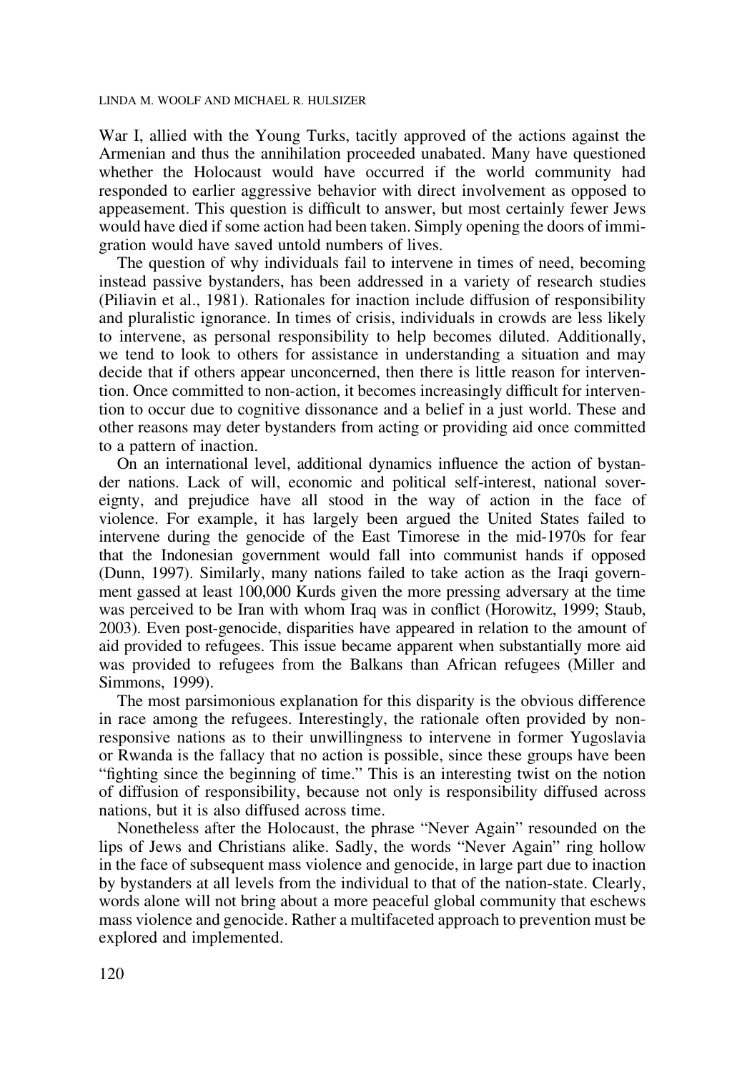War I, allied with the Young Turks, tacitly approved of the actions against the Armenian and thus the annihilation proceeded unabated. Many have questioned whether the Holocaust would have occurred if the world community had responded to earlier aggressive behavior with direct involvement as opposed to appeasement. This question is difficult to answer, but most certainly fewer Jews would have died if some action had been taken. Simply opening the doors of immigration would have saved untold numbers of lives.

The question of why individuals fail to intervene in times of need, becoming instead passive bystanders, has been addressed in a variety of research studies (Piliavin et al., 1981). Rationales for inaction include diffusion of responsibility and pluralistic ignorance. In times of crisis, individuals in crowds are less likely to intervene, as personal responsibility to help becomes diluted. Additionally, we tend to look to others for assistance in understanding a situation and may decide that if others appear unconcerned, then there is little reason for intervention. Once committed to non-action, it becomes increasingly difficult for intervention to occur due to cognitive dissonance and a belief in a just world. These and other reasons may deter bystanders from acting or providing aid once committed to a pattern of inaction.

On an international level, additional dynamics influence the action of bystander nations. Lack of will, economic and political self-interest, national sovereignty, and prejudice have all stood in the way of action in the face of violence. For example, it has largely been argued the United States failed to intervene during the genocide of the East Timorese in the mid-1970s for fear that the Indonesian government would fall into communist hands if opposed (Dunn, 1997). Similarly, many nations failed to take action as the Iraqi government gassed at least 100,000 Kurds given the more pressing adversary at the time was perceived to be Iran with whom Iraq was in conflict (Horowitz, 1999; Staub, 2003). Even post-genocide, disparities have appeared in relation to the amount of aid provided to refugees. This issue became apparent when substantially more aid was provided to refugees from the Balkans than African refugees (Miller and Simmons, 1999).

The most parsimonious explanation for this disparity is the obvious difference in race among the refugees. Interestingly, the rationale often provided by non-responsive nations as to their unwillingness to intervene in former Yugoslavia or Rwanda is the fallacy that no action is possible, since these groups have been "fighting since the beginning of time." This is an interesting twist on the notion of diffusion of responsibility, because not only is responsibility diffused across nations, but it is also diffused across time.

Nonetheless after the Holocaust, the phrase "Never Again" resounded on the lips of Jews and Christians alike. Sadly, the words "Never Again" ring hollow in the face of subsequent mass violence and genocide, in large part due to inaction by bystanders at all levels from the individual to that of the nation-state. Clearly, words alone will not bring about a more peaceful global community that eschews mass violence and genocide. Rather a multifaceted approach to prevention must be explored and implemented.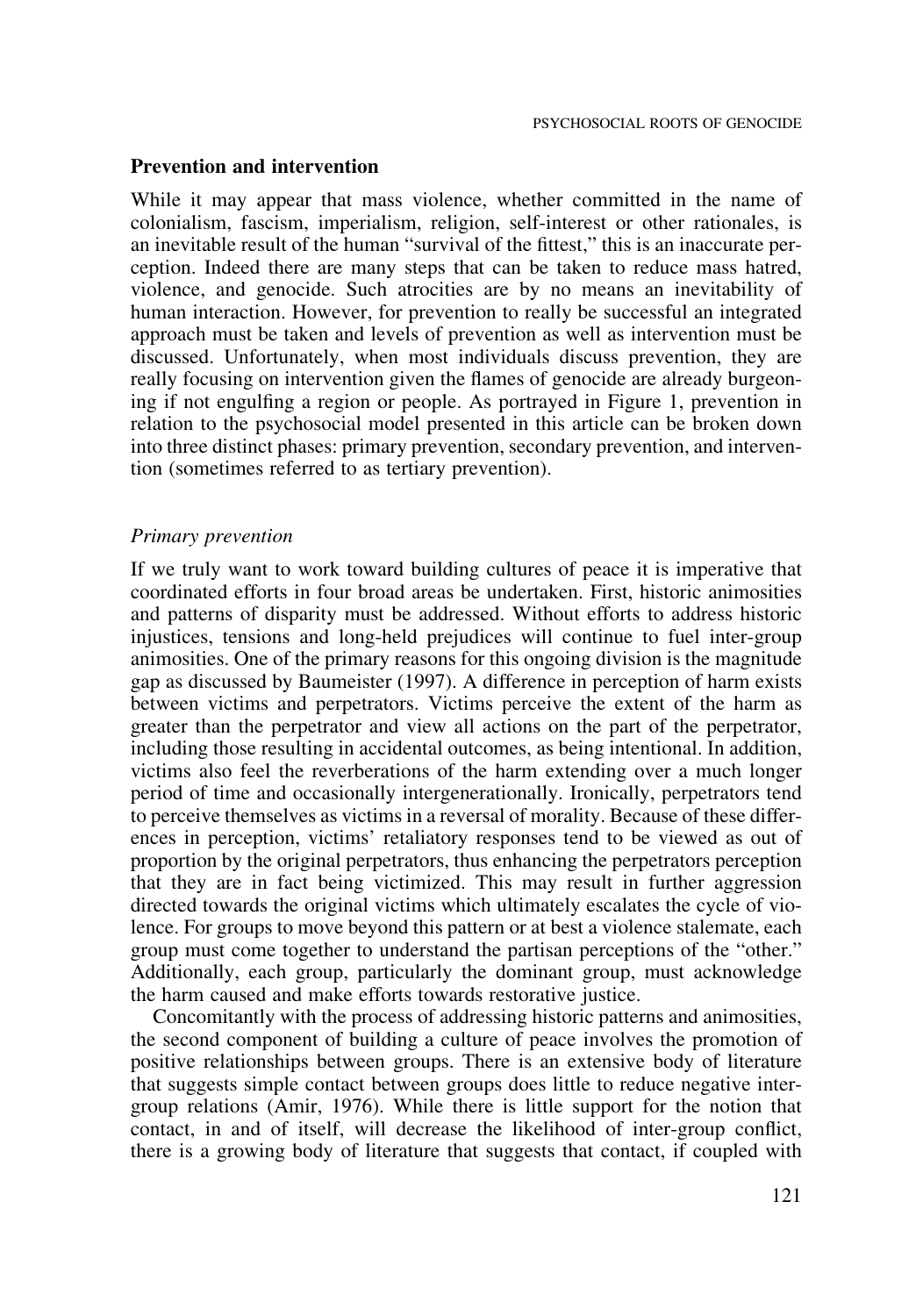## Prevention and intervention

While it may appear that mass violence, whether committed in the name of colonialism, fascism, imperialism, religion, self-interest or other rationales, is an inevitable result of the human "survival of the fittest," this is an inaccurate perception. Indeed there are many steps that can be taken to reduce mass hatred, violence, and genocide. Such atrocities are by no means an inevitability of human interaction. However, for prevention to really be successful an integrated approach must be taken and levels of prevention as well as intervention must be discussed. Unfortunately, when most individuals discuss prevention, they are really focusing on intervention given the flames of genocide are already burgeoning if not engulfing a region or people. As portrayed in Figure 1, prevention in relation to the psychosocial model presented in this article can be broken down into three distinct phases: primary prevention, secondary prevention, and intervention (sometimes referred to as tertiary prevention).

### *Primary prevention*

If we truly want to work toward building cultures of peace it is imperative that coordinated efforts in four broad areas be undertaken. First, historic animosities and patterns of disparity must be addressed. Without efforts to address historic injustices, tensions and long-held prejudices will continue to fuel inter-group animosities. One of the primary reasons for this ongoing division is the magnitude gap as discussed by Baumeister (1997). A difference in perception of harm exists between victims and perpetrators. Victims perceive the extent of the harm as greater than the perpetrator and view all actions on the part of the perpetrator, including those resulting in accidental outcomes, as being intentional. In addition, victims also feel the reverberations of the harm extending over a much longer period of time and occasionally intergenerationally. Ironically, perpetrators tend to perceive themselves as victims in a reversal of morality. Because of these differences in perception, victims' retaliatory responses tend to be viewed as out of proportion by the original perpetrators, thus enhancing the perpetrators perception that they are in fact being victimized. This may result in further aggression directed towards the original victims which ultimately escalates the cycle of violence. For groups to move beyond this pattern or at best a violence stalemate, each group must come together to understand the partisan perceptions of the "other." Additionally, each group, particularly the dominant group, must acknowledge the harm caused and make efforts towards restorative justice.

Concomitantly with the process of addressing historic patterns and animosities, the second component of building a culture of peace involves the promotion of positive relationships between groups. There is an extensive body of literature that suggests simple contact between groups does little to reduce negative inter-group relations (Amir, 1976). While there is little support for the notion that contact, in and of itself, will decrease the likelihood of inter-group conflict, there is a growing body of literature that suggests that contact, if coupled with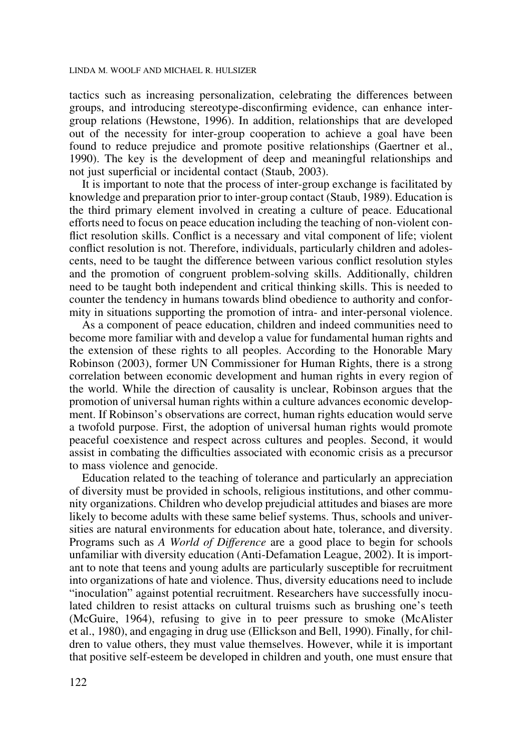tactics such as increasing personalization, celebrating the differences between groups, and introducing stereotype-disconfirming evidence, can enhance inter-group relations (Hewstone, 1996). In addition, relationships that are developed out of the necessity for inter-group cooperation to achieve a goal have been found to reduce prejudice and promote positive relationships (Gaertner et al., 1990). The key is the development of deep and meaningful relationships and not just superficial or incidental contact (Staub, 2003).

It is important to note that the process of inter-group exchange is facilitated by knowledge and preparation prior to inter-group contact (Staub, 1989). Education is the third primary element involved in creating a culture of peace. Educational efforts need to focus on peace education including the teaching of non-violent conflict resolution skills. Conflict is a necessary and vital component of life; violent conflict resolution is not. Therefore, individuals, particularly children and adolescents, need to be taught the difference between various conflict resolution styles and the promotion of congruent problem-solving skills. Additionally, children need to be taught both independent and critical thinking skills. This is needed to counter the tendency in humans towards blind obedience to authority and conformity in situations supporting the promotion of intra- and inter-personal violence.

As a component of peace education, children and indeed communities need to become more familiar with and develop a value for fundamental human rights and the extension of these rights to all peoples. According to the Honorable Mary Robinson (2003), former UN Commissioner for Human Rights, there is a strong correlation between economic development and human rights in every region of the world. While the direction of causality is unclear, Robinson argues that the promotion of universal human rights within a culture advances economic development. If Robinson's observations are correct, human rights education would serve a twofold purpose. First, the adoption of universal human rights would promote peaceful coexistence and respect across cultures and peoples. Second, it would assist in combating the difficulties associated with economic crisis as a precursor to mass violence and genocide.

Education related to the teaching of tolerance and particularly an appreciation of diversity must be provided in schools, religious institutions, and other community organizations. Children who develop prejudicial attitudes and biases are more likely to become adults with these same belief systems. Thus, schools and universities are natural environments for education about hate, tolerance, and diversity. Programs such as *A World of Difference* are a good place to begin for schools unfamiliar with diversity education (Anti-Defamation League, 2002). It is important to note that teens and young adults are particularly susceptible for recruitment into organizations of hate and violence. Thus, diversity educations need to include "inoculation" against potential recruitment. Researchers have successfully inoculated children to resist attacks on cultural truisms such as brushing one's teeth (McGuire, 1964), refusing to give in to peer pressure to smoke (McAlister et al., 1980), and engaging in drug use (Ellickson and Bell, 1990). Finally, for children to value others, they must value themselves. However, while it is important that positive self-esteem be developed in children and youth, one must ensure that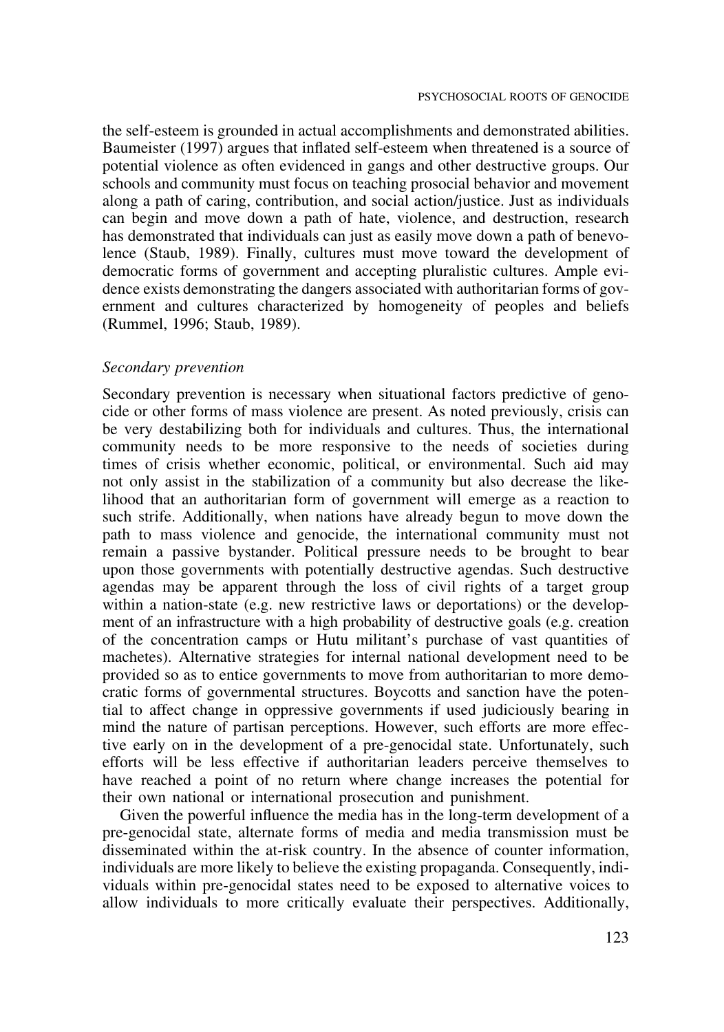the self-esteem is grounded in actual accomplishments and demonstrated abilities. Baumeister (1997) argues that inflated self-esteem when threatened is a source of potential violence as often evidenced in gangs and other destructive groups. Our schools and community must focus on teaching prosocial behavior and movement along a path of caring, contribution, and social action/justice. Just as individuals can begin and move down a path of hate, violence, and destruction, research has demonstrated that individuals can just as easily move down a path of benevolence (Staub, 1989). Finally, cultures must move toward the development of democratic forms of government and accepting pluralistic cultures. Ample evidence exists demonstrating the dangers associated with authoritarian forms of government and cultures characterized by homogeneity of peoples and beliefs (Rummel, 1996; Staub, 1989).

*Secondary prevention*

Secondary prevention is necessary when situational factors predictive of genocide or other forms of mass violence are present. As noted previously, crisis can be very destabilizing both for individuals and cultures. Thus, the international community needs to be more responsive to the needs of societies during times of crisis whether economic, political, or environmental. Such aid may not only assist in the stabilization of a community but also decrease the likelihood that an authoritarian form of government will emerge as a reaction to such strife. Additionally, when nations have already begun to move down the path to mass violence and genocide, the international community must not remain a passive bystander. Political pressure needs to be brought to bear upon those governments with potentially destructive agendas. Such destructive agendas may be apparent through the loss of civil rights of a target group within a nation-state (e.g. new restrictive laws or deportations) or the development of an infrastructure with a high probability of destructive goals (e.g. creation of the concentration camps or Hutu militant's purchase of vast quantities of machetes). Alternative strategies for internal national development need to be provided so as to entice governments to move from authoritarian to more democratic forms of governmental structures. Boycotts and sanction have the potential to affect change in oppressive governments if used judiciously bearing in mind the nature of partisan perceptions. However, such efforts are more effective early on in the development of a pre-genocidal state. Unfortunately, such efforts will be less effective if authoritarian leaders perceive themselves to have reached a point of no return where change increases the potential for their own national or international prosecution and punishment.

Given the powerful influence the media has in the long-term development of a pre-genocidal state, alternate forms of media and media transmission must be disseminated within the at-risk country. In the absence of counter information, individuals are more likely to believe the existing propaganda. Consequently, individuals within pre-genocidal states need to be exposed to alternative voices to allow individuals to more critically evaluate their perspectives. Additionally,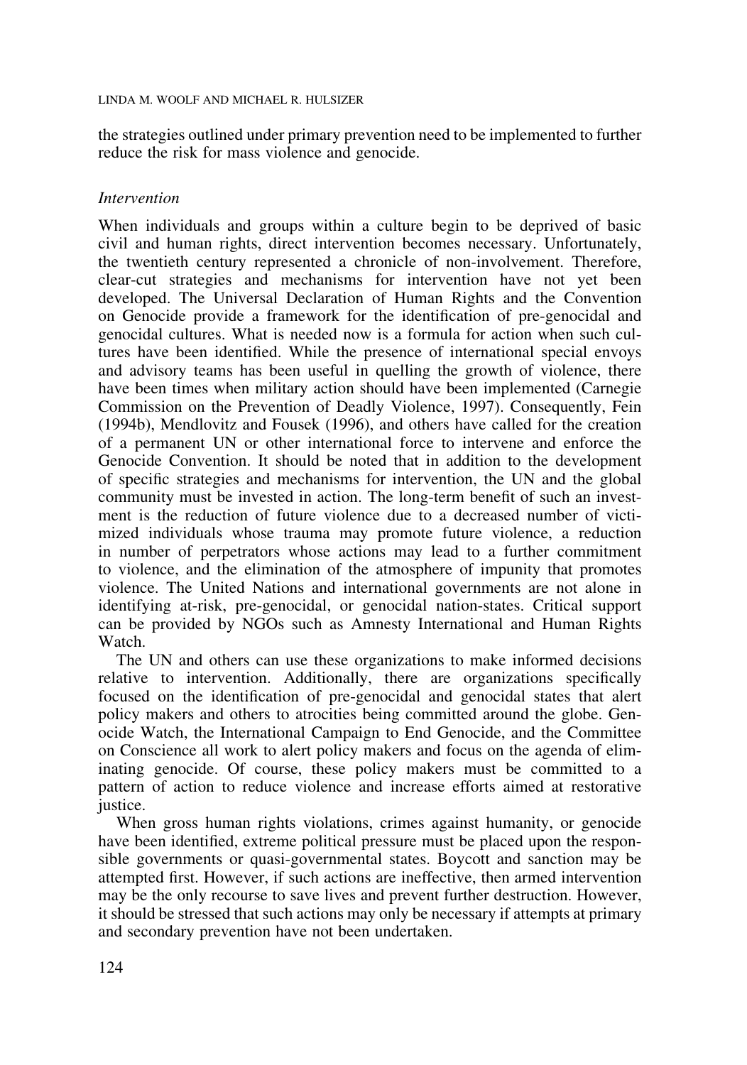the strategies outlined under primary prevention need to be implemented to further reduce the risk for mass violence and genocide.

*Intervention*

When individuals and groups within a culture begin to be deprived of basic civil and human rights, direct intervention becomes necessary. Unfortunately, the twentieth century represented a chronicle of non-involvement. Therefore, clear-cut strategies and mechanisms for intervention have not yet been developed. The Universal Declaration of Human Rights and the Convention on Genocide provide a framework for the identification of pre-genocidal and genocidal cultures. What is needed now is a formula for action when such cultures have been identified. While the presence of international special envoys and advisory teams has been useful in quelling the growth of violence, there have been times when military action should have been implemented (Carnegie Commission on the Prevention of Deadly Violence, 1997). Consequently, Fein (1994b), Mendlovitz and Fousek (1996), and others have called for the creation of a permanent UN or other international force to intervene and enforce the Genocide Convention. It should be noted that in addition to the development of specific strategies and mechanisms for intervention, the UN and the global community must be invested in action. The long-term benefit of such an investment is the reduction of future violence due to a decreased number of victimized individuals whose trauma may promote future violence, a reduction in number of perpetrators whose actions may lead to a further commitment to violence, and the elimination of the atmosphere of impunity that promotes violence. The United Nations and international governments are not alone in identifying at-risk, pre-genocidal, or genocidal nation-states. Critical support can be provided by NGOs such as Amnesty International and Human Rights Watch.

The UN and others can use these organizations to make informed decisions relative to intervention. Additionally, there are organizations specifically focused on the identification of pre-genocidal and genocidal states that alert policy makers and others to atrocities being committed around the globe. Genocide Watch, the International Campaign to End Genocide, and the Committee on Conscience all work to alert policy makers and focus on the agenda of eliminating genocide. Of course, these policy makers must be committed to a pattern of action to reduce violence and increase efforts aimed at restorative justice.

When gross human rights violations, crimes against humanity, or genocide have been identified, extreme political pressure must be placed upon the responsible governments or quasi-governmental states. Boycott and sanction may be attempted first. However, if such actions are ineffective, then armed intervention may be the only recourse to save lives and prevent further destruction. However, it should be stressed that such actions may only be necessary if attempts at primary and secondary prevention have not been undertaken.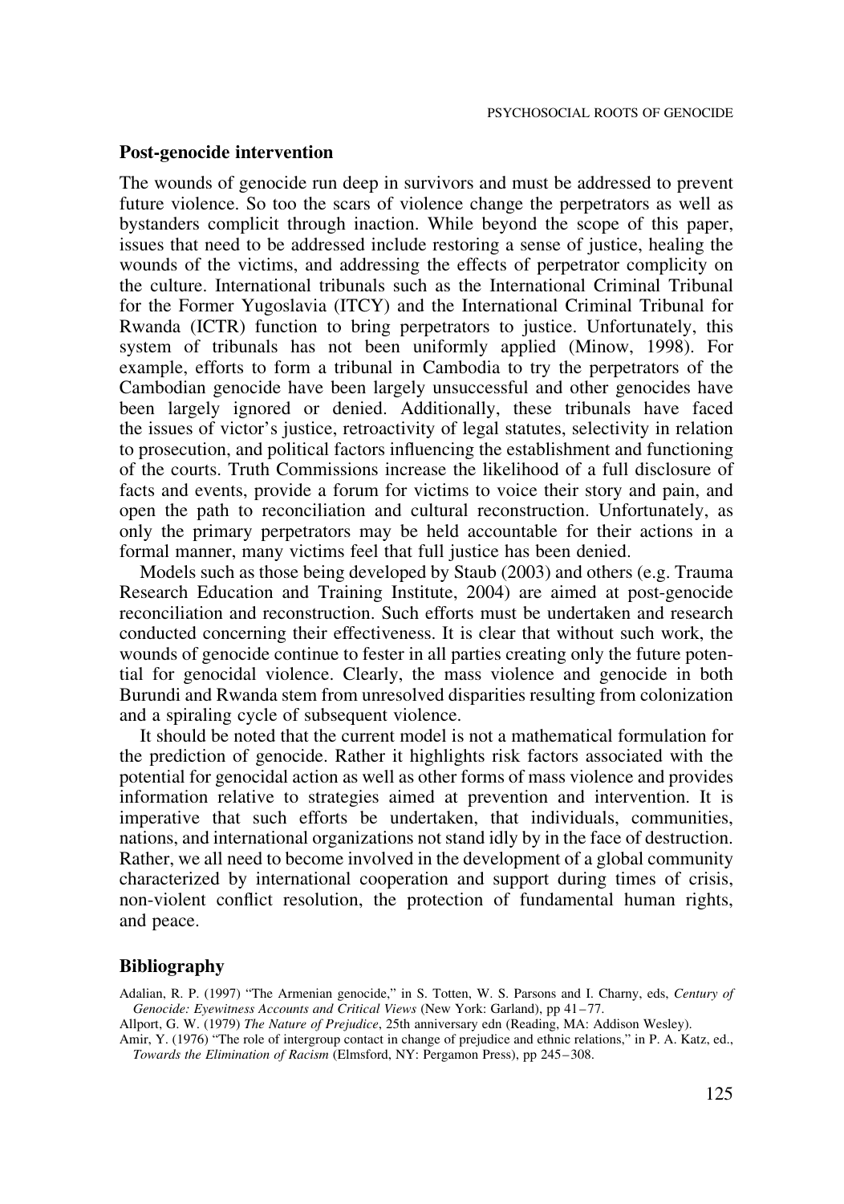## Post-genocide intervention

The wounds of genocide run deep in survivors and must be addressed to prevent future violence. So too the scars of violence change the perpetrators as well as bystanders complicit through inaction. While beyond the scope of this paper, issues that need to be addressed include restoring a sense of justice, healing the wounds of the victims, and addressing the effects of perpetrator complicity on the culture. International tribunals such as the International Criminal Tribunal for the Former Yugoslavia (ITCY) and the International Criminal Tribunal for Rwanda (ICTR) function to bring perpetrators to justice. Unfortunately, this system of tribunals has not been uniformly applied (Minow, 1998). For example, efforts to form a tribunal in Cambodia to try the perpetrators of the Cambodian genocide have been largely unsuccessful and other genocides have been largely ignored or denied. Additionally, these tribunals have faced the issues of victor's justice, retroactivity of legal statutes, selectivity in relation to prosecution, and political factors influencing the establishment and functioning of the courts. Truth Commissions increase the likelihood of a full disclosure of facts and events, provide a forum for victims to voice their story and pain, and open the path to reconciliation and cultural reconstruction. Unfortunately, as only the primary perpetrators may be held accountable for their actions in a formal manner, many victims feel that full justice has been denied.

Models such as those being developed by Staub (2003) and others (e.g. Trauma Research Education and Training Institute, 2004) are aimed at post-genocide reconciliation and reconstruction. Such efforts must be undertaken and research conducted concerning their effectiveness. It is clear that without such work, the wounds of genocide continue to fester in all parties creating only the future potential for genocidal violence. Clearly, the mass violence and genocide in both Burundi and Rwanda stem from unresolved disparities resulting from colonization and a spiraling cycle of subsequent violence.

It should be noted that the current model is not a mathematical formulation for the prediction of genocide. Rather it highlights risk factors associated with the potential for genocidal action as well as other forms of mass violence and provides information relative to strategies aimed at prevention and intervention. It is imperative that such efforts be undertaken, that individuals, communities, nations, and international organizations not stand idly by in the face of destruction. Rather, we all need to become involved in the development of a global community characterized by international cooperation and support during times of crisis, non-violent conflict resolution, the protection of fundamental human rights, and peace.

## Bibliography

Adalian, R. P. (1997) "The Armenian genocide," in S. Totten, W. S. Parsons and I. Charny, eds, *Century of Genocide: Eyewitness Accounts and Critical Views* (New York: Garland), pp 41–77.

Allport, G. W. (1979) *The Nature of Prejudice*, 25th anniversary edn (Reading, MA: Addison Wesley).

Amir, Y. (1976) "The role of intergroup contact in change of prejudice and ethnic relations," in P. A. Katz, ed., *Towards the Elimination of Racism* (Elmsford, NY: Pergamon Press), pp 245–308.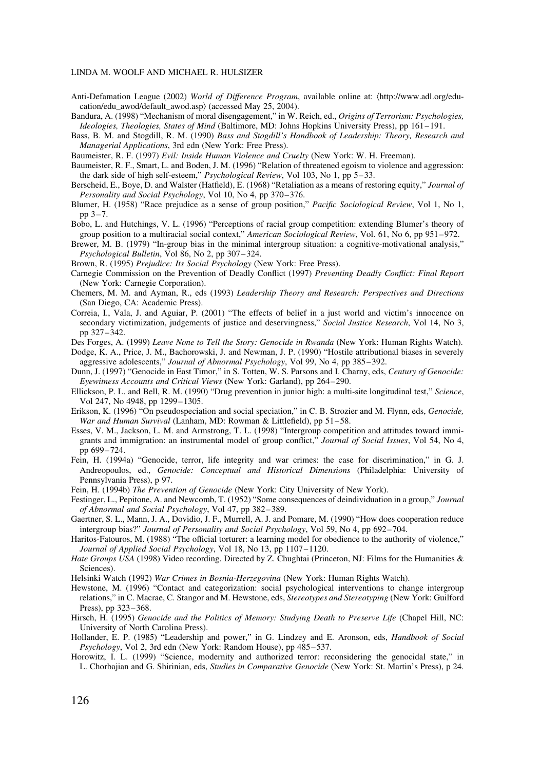Anti-Defamation League (2002) *World of Difference Program*, available online at: ⟨http://www.adl.org/education/edu_awod/default_awod.asp⟩ (accessed May 25, 2004).

Bandura, A. (1998) "Mechanism of moral disengagement," in W. Reich, ed., *Origins of Terrorism: Psychologies, Ideologies, Theologies, States of Mind* (Baltimore, MD: Johns Hopkins University Press), pp 161–191.

Bass, B. M. and Stogdill, R. M. (1990) *Bass and Stogdill's Handbook of Leadership: Theory, Research and Managerial Applications*, 3rd edn (New York: Free Press).

Baumeister, R. F. (1997) *Evil: Inside Human Violence and Cruelty* (New York: W. H. Freeman).

Baumeister, R. F., Smart, L. and Boden, J. M. (1996) "Relation of threatened egoism to violence and aggression: the dark side of high self-esteem," *Psychological Review*, Vol 103, No 1, pp 5–33.

Berscheid, E., Boye, D. and Walster (Hatfield), E. (1968) "Retaliation as a means of restoring equity," *Journal of Personality and Social Psychology*, Vol 10, No 4, pp 370–376.

Blumer, H. (1958) "Race prejudice as a sense of group position," *Pacific Sociological Review*, Vol 1, No 1, pp 3–7.

Bobo, L. and Hutchings, V. L. (1996) "Perceptions of racial group competition: extending Blumer's theory of group position to a multiracial social context," *American Sociological Review*, Vol. 61, No 6, pp 951–972.

Brewer, M. B. (1979) "In-group bias in the minimal intergroup situation: a cognitive-motivational analysis," *Psychological Bulletin*, Vol 86, No 2, pp 307–324.

Brown, R. (1995) *Prejudice: Its Social Psychology* (New York: Free Press).

Carnegie Commission on the Prevention of Deadly Conflict (1997) *Preventing Deadly Conflict: Final Report* (New York: Carnegie Corporation).

Chemers, M. M. and Ayman, R., eds (1993) *Leadership Theory and Research: Perspectives and Directions* (San Diego, CA: Academic Press).

Correia, I., Vala, J. and Aguiar, P. (2001) "The effects of belief in a just world and victim's innocence on secondary victimization, judgements of justice and deservingness," *Social Justice Research*, Vol 14, No 3, pp 327–342.

Des Forges, A. (1999) *Leave None to Tell the Story: Genocide in Rwanda* (New York: Human Rights Watch).

Dodge, K. A., Price, J. M., Bachorowski, J. and Newman, J. P. (1990) "Hostile attributional biases in severely aggressive adolescents," *Journal of Abnormal Psychology*, Vol 99, No 4, pp 385–392.

Dunn, J. (1997) "Genocide in East Timor," in S. Totten, W. S. Parsons and I. Charny, eds, *Century of Genocide: Eyewitness Accounts and Critical Views* (New York: Garland), pp 264–290.

Ellickson, P. L. and Bell, R. M. (1990) "Drug prevention in junior high: a multi-site longitudinal test," *Science*, Vol 247, No 4948, pp 1299–1305.

Erikson, K. (1996) "On pseudospeciation and social speciation," in C. B. Strozier and M. Flynn, eds, *Genocide, War and Human Survival* (Lanham, MD: Rowman & Littlefield), pp 51–58.

Esses, V. M., Jackson, L. M. and Armstrong, T. L. (1998) "Intergroup competition and attitudes toward immigrants and immigration: an instrumental model of group conflict," *Journal of Social Issues*, Vol 54, No 4, pp 699–724.

Fein, H. (1994a) "Genocide, terror, life integrity and war crimes: the case for discrimination," in G. J. Andreopoulos, ed., *Genocide: Conceptual and Historical Dimensions* (Philadelphia: University of Pennsylvania Press), p 97.

Fein, H. (1994b) *The Prevention of Genocide* (New York: City University of New York).

Festinger, L., Pepitone, A. and Newcomb, T. (1952) "Some consequences of deindividuation in a group," *Journal of Abnormal and Social Psychology*, Vol 47, pp 382–389.

Gaertner, S. L., Mann, J. A., Dovidio, J. F., Murrell, A. J. and Pomare, M. (1990) "How does cooperation reduce intergroup bias?" *Journal of Personality and Social Psychology*, Vol 59, No 4, pp 692–704.

Haritos-Fatouros, M. (1988) "The official torturer: a learning model for obedience to the authority of violence," *Journal of Applied Social Psychology*, Vol 18, No 13, pp 1107–1120.

*Hate Groups USA* (1998) Video recording. Directed by Z. Chughtai (Princeton, NJ: Films for the Humanities & Sciences).

Helsinki Watch (1992) *War Crimes in Bosnia-Herzegovina* (New York: Human Rights Watch).

Hewstone, M. (1996) "Contact and categorization: social psychological interventions to change intergroup relations," in C. Macrae, C. Stangor and M. Hewstone, eds, *Stereotypes and Stereotyping* (New York: Guilford Press), pp 323–368.

Hirsch, H. (1995) *Genocide and the Politics of Memory: Studying Death to Preserve Life* (Chapel Hill, NC: University of North Carolina Press).

Hollander, E. P. (1985) "Leadership and power," in G. Lindzey and E. Aronson, eds, *Handbook of Social Psychology*, Vol 2, 3rd edn (New York: Random House), pp 485–537.

Horowitz, I. L. (1999) "Science, modernity and authorized terror: reconsidering the genocidal state," in L. Chorbajian and G. Shirinian, eds, *Studies in Comparative Genocide* (New York: St. Martin's Press), p 24.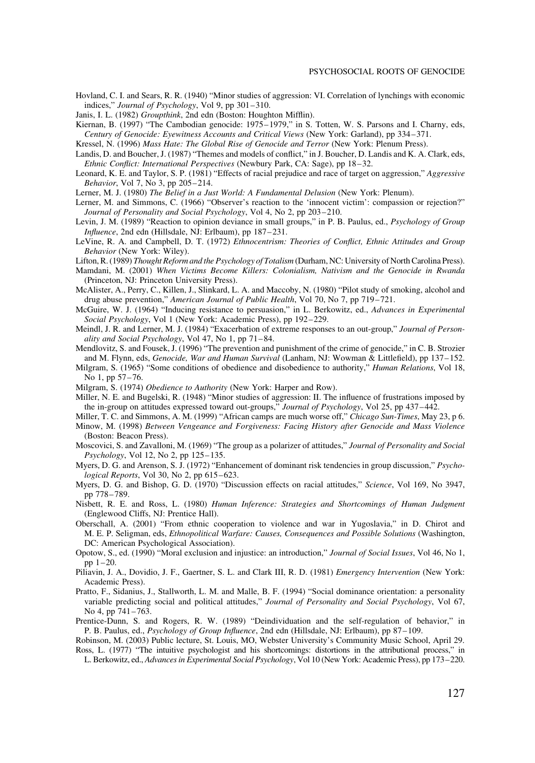Hovland, C. I. and Sears, R. R. (1940) "Minor studies of aggression: VI. Correlation of lynchings with economic indices," *Journal of Psychology*, Vol 9, pp 301–310.

Janis, I. L. (1982) *Groupthink*, 2nd edn (Boston: Houghton Mifflin).

Kiernan, B. (1997) "The Cambodian genocide: 1975–1979," in S. Totten, W. S. Parsons and I. Charny, eds, *Century of Genocide: Eyewitness Accounts and Critical Views* (New York: Garland), pp 334–371.

Kressel, N. (1996) *Mass Hate: The Global Rise of Genocide and Terror* (New York: Plenum Press).

Landis, D. and Boucher, J. (1987) "Themes and models of conflict," in J. Boucher, D. Landis and K. A. Clark, eds, *Ethnic Conflict: International Perspectives* (Newbury Park, CA: Sage), pp 18–32.

Leonard, K. E. and Taylor, S. P. (1981) "Effects of racial prejudice and race of target on aggression," *Aggressive Behavior*, Vol 7, No 3, pp 205–214.

Lerner, M. J. (1980) *The Belief in a Just World: A Fundamental Delusion* (New York: Plenum).

Lerner, M. and Simmons, C. (1966) "Observer's reaction to the 'innocent victim': compassion or rejection?" *Journal of Personality and Social Psychology*, Vol 4, No 2, pp 203–210.

Levin, J. M. (1989) "Reaction to opinion deviance in small groups," in P. B. Paulus, ed., *Psychology of Group Influence*, 2nd edn (Hillsdale, NJ: Erlbaum), pp 187–231.

LeVine, R. A. and Campbell, D. T. (1972) *Ethnocentrism: Theories of Conflict, Ethnic Attitudes and Group Behavior* (New York: Wiley).

Lifton, R. (1989) *Thought Reform and the Psychology of Totalism* (Durham, NC: University of North Carolina Press).

Mamdani, M. (2001) *When Victims Become Killers: Colonialism, Nativism and the Genocide in Rwanda* (Princeton, NJ: Princeton University Press).

McAlister, A., Perry, C., Killen, J., Slinkard, L. A. and Maccoby, N. (1980) "Pilot study of smoking, alcohol and drug abuse prevention," *American Journal of Public Health*, Vol 70, No 7, pp 719–721.

McGuire, W. J. (1964) "Inducing resistance to persuasion," in L. Berkowitz, ed., *Advances in Experimental Social Psychology*, Vol 1 (New York: Academic Press), pp 192–229.

Meindl, J. R. and Lerner, M. J. (1984) "Exacerbation of extreme responses to an out-group," *Journal of Personality and Social Psychology*, Vol 47, No 1, pp 71–84.

Mendlovitz, S. and Fousek, J. (1996) "The prevention and punishment of the crime of genocide," in C. B. Strozier and M. Flynn, eds, *Genocide, War and Human Survival* (Lanham, NJ: Wowman & Littlefield), pp 137–152.

Milgram, S. (1965) "Some conditions of obedience and disobedience to authority," *Human Relations*, Vol 18, No 1, pp 57–76.

Milgram, S. (1974) *Obedience to Authority* (New York: Harper and Row).

Miller, N. E. and Bugelski, R. (1948) "Minor studies of aggression: II. The influence of frustrations imposed by the in-group on attitudes expressed toward out-groups," *Journal of Psychology*, Vol 25, pp 437–442.

Miller, T. C. and Simmons, A. M. (1999) "African camps are much worse off," *Chicago Sun-Times*, May 23, p 6.

Minow, M. (1998) *Between Vengeance and Forgiveness: Facing History after Genocide and Mass Violence* (Boston: Beacon Press).

Moscovici, S. and Zavalloni, M. (1969) "The group as a polarizer of attitudes," *Journal of Personality and Social Psychology*, Vol 12, No 2, pp 125–135.

Myers, D. G. and Arenson, S. J. (1972) "Enhancement of dominant risk tendencies in group discussion," *Psychological Reports*, Vol 30, No 2, pp 615–623.

Myers, D. G. and Bishop, G. D. (1970) "Discussion effects on racial attitudes," *Science*, Vol 169, No 3947, pp 778–789.

Nisbett, R. E. and Ross, L. (1980) *Human Inference: Strategies and Shortcomings of Human Judgment* (Englewood Cliffs, NJ: Prentice Hall).

Oberschall, A. (2001) "From ethnic cooperation to violence and war in Yugoslavia," in D. Chirot and M. E. P. Seligman, eds, *Ethnopolitical Warfare: Causes, Consequences and Possible Solutions* (Washington, DC: American Psychological Association).

Opotow, S., ed. (1990) "Moral exclusion and injustice: an introduction," *Journal of Social Issues*, Vol 46, No 1, pp 1–20.

Piliavin, J. A., Dovidio, J. F., Gaertner, S. L. and Clark III, R. D. (1981) *Emergency Intervention* (New York: Academic Press).

Pratto, F., Sidanius, J., Stallworth, L. M. and Malle, B. F. (1994) "Social dominance orientation: a personality variable predicting social and political attitudes," *Journal of Personality and Social Psychology*, Vol 67, No 4, pp 741–763.

Prentice-Dunn, S. and Rogers, R. W. (1989) "Deindividuation and the self-regulation of behavior," in P. B. Paulus, ed., *Psychology of Group Influence*, 2nd edn (Hillsdale, NJ: Erlbaum), pp 87–109.

Robinson, M. (2003) Public lecture, St. Louis, MO, Webster University's Community Music School, April 29.

Ross, L. (1977) "The intuitive psychologist and his shortcomings: distortions in the attributional process," in L. Berkowitz, ed., *Advances in Experimental Social Psychology*, Vol 10 (New York: Academic Press), pp 173–220.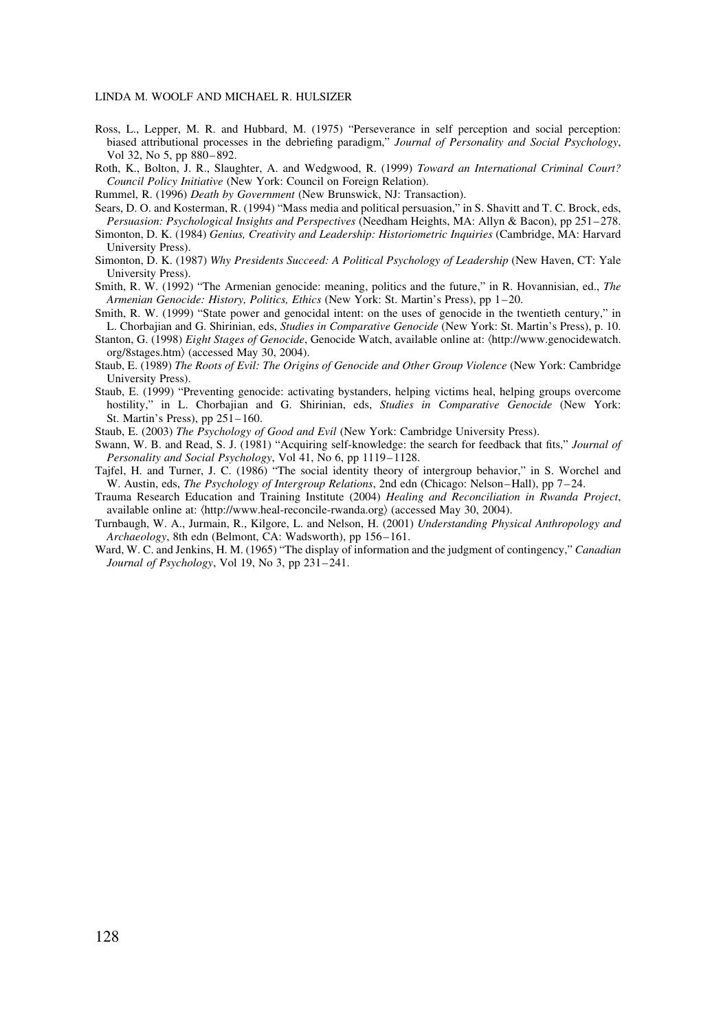Ross, L., Lepper, M. R. and Hubbard, M. (1975) "Perseverance in self perception and social perception: biased attributional processes in the debriefing paradigm," *Journal of Personality and Social Psychology*, Vol 32, No 5, pp 880–892.

Roth, K., Bolton, J. R., Slaughter, A. and Wedgwood, R. (1999) *Toward an International Criminal Court? Council Policy Initiative* (New York: Council on Foreign Relation).

Rummel, R. (1996) *Death by Government* (New Brunswick, NJ: Transaction).

Sears, D. O. and Kosterman, R. (1994) "Mass media and political persuasion," in S. Shavitt and T. C. Brock, eds, *Persuasion: Psychological Insights and Perspectives* (Needham Heights, MA: Allyn & Bacon), pp 251–278.

Simonton, D. K. (1984) *Genius, Creativity and Leadership: Historiometric Inquiries* (Cambridge, MA: Harvard University Press).

Simonton, D. K. (1987) *Why Presidents Succeed: A Political Psychology of Leadership* (New Haven, CT: Yale University Press).

Smith, R. W. (1992) "The Armenian genocide: meaning, politics and the future," in R. Hovannisian, ed., *The Armenian Genocide: History, Politics, Ethics* (New York: St. Martin's Press), pp 1–20.

Smith, R. W. (1999) "State power and genocidal intent: on the uses of genocide in the twentieth century," in L. Chorbajian and G. Shirinian, eds, *Studies in Comparative Genocide* (New York: St. Martin's Press), p. 10.

Stanton, G. (1998) *Eight Stages of Genocide*, Genocide Watch, available online at: ⟨http://www.genocidewatch.org/8stages.htm⟩ (accessed May 30, 2004).

Staub, E. (1989) *The Roots of Evil: The Origins of Genocide and Other Group Violence* (New York: Cambridge University Press).

Staub, E. (1999) "Preventing genocide: activating bystanders, helping victims heal, helping groups overcome hostility," in L. Chorbajian and G. Shirinian, eds, *Studies in Comparative Genocide* (New York: St. Martin's Press), pp 251–160.

Staub, E. (2003) *The Psychology of Good and Evil* (New York: Cambridge University Press).

Swann, W. B. and Read, S. J. (1981) "Acquiring self-knowledge: the search for feedback that fits," *Journal of Personality and Social Psychology*, Vol 41, No 6, pp 1119–1128.

Tajfel, H. and Turner, J. C. (1986) "The social identity theory of intergroup behavior," in S. Worchel and W. Austin, eds, *The Psychology of Intergroup Relations*, 2nd edn (Chicago: Nelson–Hall), pp 7–24.

Trauma Research Education and Training Institute (2004) *Healing and Reconciliation in Rwanda Project*, available online at: ⟨http://www.heal-reconcile-rwanda.org⟩ (accessed May 30, 2004).

Turnbaugh, W. A., Jurmain, R., Kilgore, L. and Nelson, H. (2001) *Understanding Physical Anthropology and Archaeology*, 8th edn (Belmont, CA: Wadsworth), pp 156–161.

Ward, W. C. and Jenkins, H. M. (1965) "The display of information and the judgment of contingency," *Canadian Journal of Psychology*, Vol 19, No 3, pp 231–241.